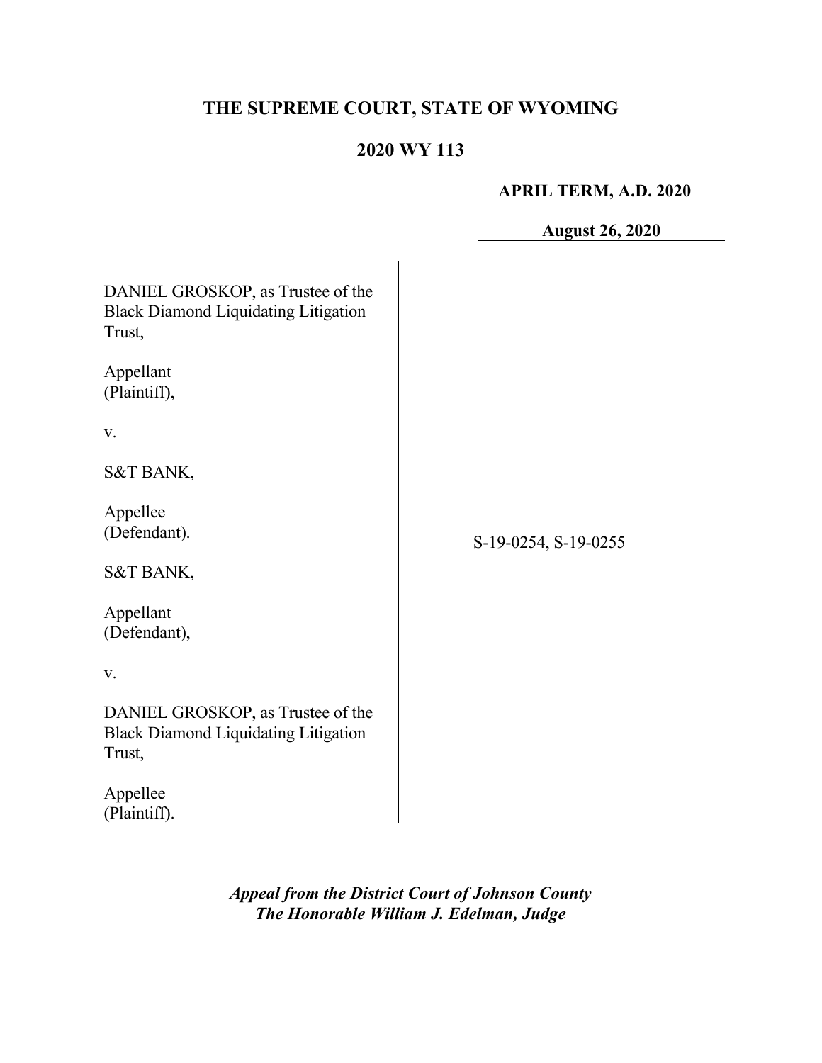# THE SUPREME COURT, STATE OF WYOMING

## 2020 WY 113

**APRIL TERM, A.D. 2020**

**August 26, 2020**

DANIEL GROSKOP, as Trustee of the Black Diamond Liquidating Litigation Trust,

Appellant
(Plaintiff),

v.

S&T BANK,

Appellee
(Defendant).

S&T BANK,

Appellant
(Defendant),

v.

DANIEL GROSKOP, as Trustee of the Black Diamond Liquidating Litigation Trust,

Appellee
(Plaintiff).

S-19-0254, S-19-0255

***Appeal from the District Court of Johnson County***
***The Honorable William J. Edelman, Judge***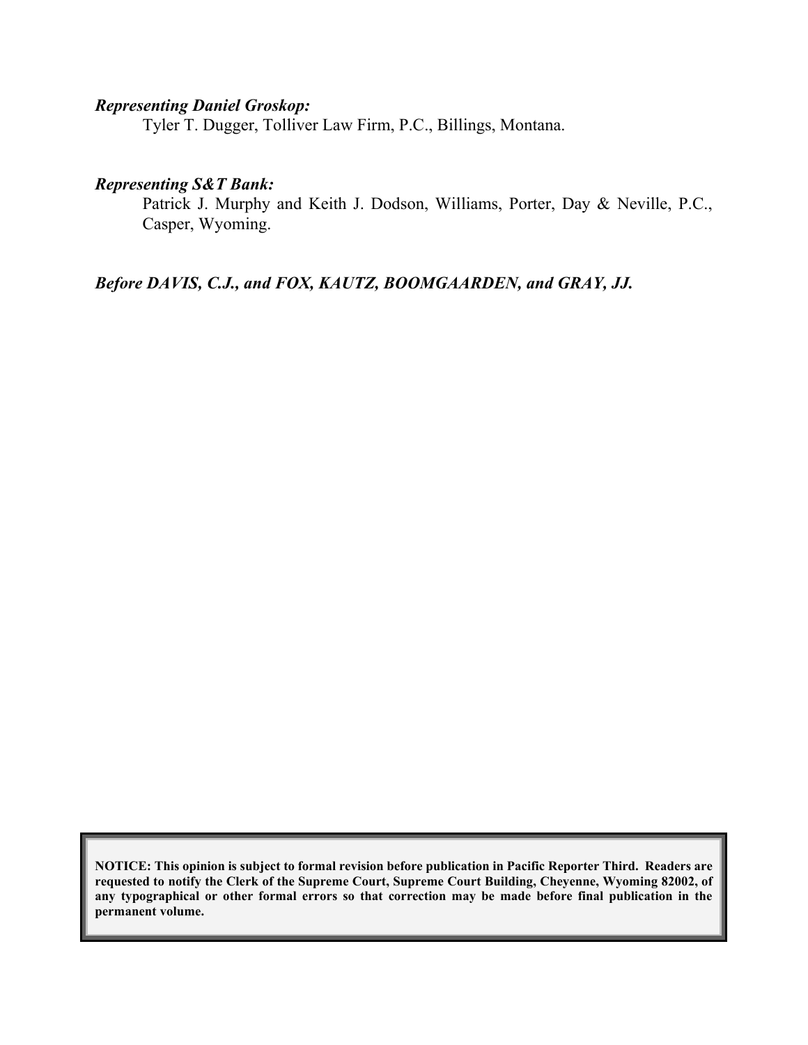***Representing Daniel Groskop:***

Tyler T. Dugger, Tolliver Law Firm, P.C., Billings, Montana.

***Representing S&T Bank:***

Patrick J. Murphy and Keith J. Dodson, Williams, Porter, Day & Neville, P.C., Casper, Wyoming.

***Before DAVIS, C.J., and FOX, KAUTZ, BOOMGAARDEN, and GRAY, JJ.***

**NOTICE: This opinion is subject to formal revision before publication in Pacific Reporter Third. Readers are requested to notify the Clerk of the Supreme Court, Supreme Court Building, Cheyenne, Wyoming 82002, of any typographical or other formal errors so that correction may be made before final publication in the permanent volume.**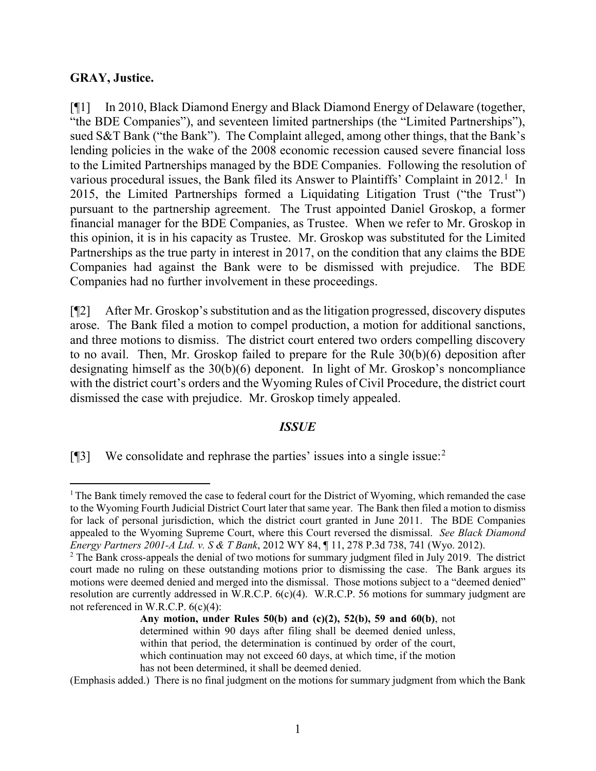**GRAY, Justice.**

[¶1] In 2010, Black Diamond Energy and Black Diamond Energy of Delaware (together, "the BDE Companies"), and seventeen limited partnerships (the "Limited Partnerships"), sued S&T Bank ("the Bank"). The Complaint alleged, among other things, that the Bank's lending policies in the wake of the 2008 economic recession caused severe financial loss to the Limited Partnerships managed by the BDE Companies. Following the resolution of various procedural issues, the Bank filed its Answer to Plaintiffs' Complaint in 2012.[1] In 2015, the Limited Partnerships formed a Liquidating Litigation Trust ("the Trust") pursuant to the partnership agreement. The Trust appointed Daniel Groskop, a former financial manager for the BDE Companies, as Trustee. When we refer to Mr. Groskop in this opinion, it is in his capacity as Trustee. Mr. Groskop was substituted for the Limited Partnerships as the true party in interest in 2017, on the condition that any claims the BDE Companies had against the Bank were to be dismissed with prejudice. The BDE Companies had no further involvement in these proceedings.

[¶2] After Mr. Groskop's substitution and as the litigation progressed, discovery disputes arose. The Bank filed a motion to compel production, a motion for additional sanctions, and three motions to dismiss. The district court entered two orders compelling discovery to no avail. Then, Mr. Groskop failed to prepare for the Rule 30(b)(6) deposition after designating himself as the 30(b)(6) deponent. In light of Mr. Groskop's noncompliance with the district court's orders and the Wyoming Rules of Civil Procedure, the district court dismissed the case with prejudice. Mr. Groskop timely appealed.

## *ISSUE*

[¶3] We consolidate and rephrase the parties' issues into a single issue:[2]

---

[1] The Bank timely removed the case to federal court for the District of Wyoming, which remanded the case to the Wyoming Fourth Judicial District Court later that same year. The Bank then filed a motion to dismiss for lack of personal jurisdiction, which the district court granted in June 2011. The BDE Companies appealed to the Wyoming Supreme Court, where this Court reversed the dismissal. *See Black Diamond Energy Partners 2001-A Ltd. v. S & T Bank*, 2012 WY 84, ¶ 11, 278 P.3d 738, 741 (Wyo. 2012).

[2] The Bank cross-appeals the denial of two motions for summary judgment filed in July 2019. The district court made no ruling on these outstanding motions prior to dismissing the case. The Bank argues its motions were deemed denied and merged into the dismissal. Those motions subject to a "deemed denied" resolution are currently addressed in W.R.C.P. 6(c)(4). W.R.C.P. 56 motions for summary judgment are not referenced in W.R.C.P. 6(c)(4):

> **Any motion, under Rules 50(b) and (c)(2), 52(b), 59 and 60(b)**, not determined within 90 days after filing shall be deemed denied unless, within that period, the determination is continued by order of the court, which continuation may not exceed 60 days, at which time, if the motion has not been determined, it shall be deemed denied.

(Emphasis added.) There is no final judgment on the motions for summary judgment from which the Bank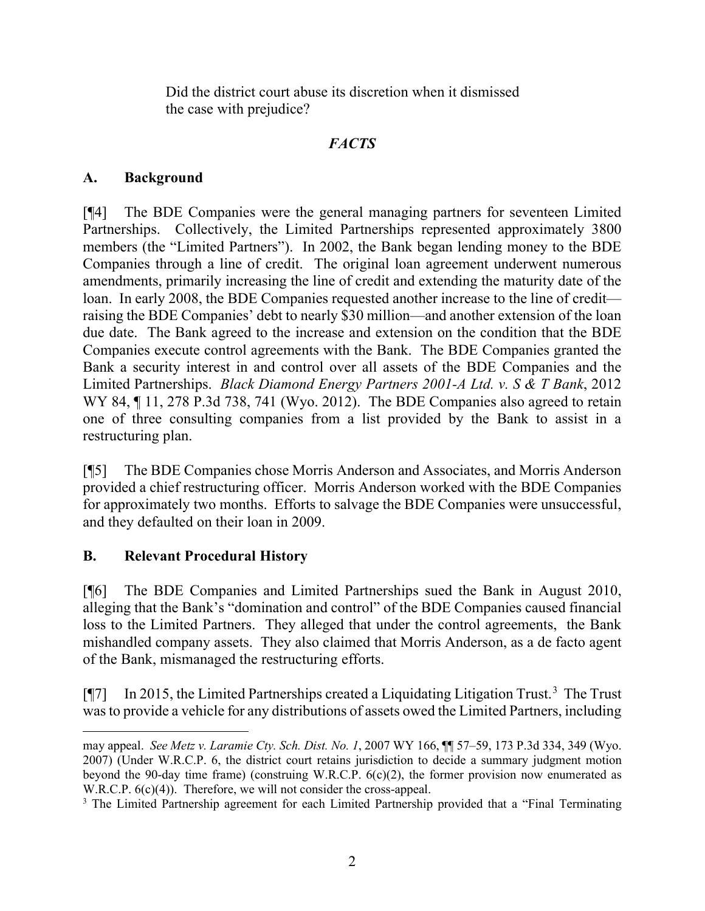Did the district court abuse its discretion when it dismissed the case with prejudice?

## *FACTS*

### A. Background

[¶4] The BDE Companies were the general managing partners for seventeen Limited Partnerships. Collectively, the Limited Partnerships represented approximately 3800 members (the "Limited Partners"). In 2002, the Bank began lending money to the BDE Companies through a line of credit. The original loan agreement underwent numerous amendments, primarily increasing the line of credit and extending the maturity date of the loan. In early 2008, the BDE Companies requested another increase to the line of credit—raising the BDE Companies' debt to nearly $30 million—and another extension of the loan due date. The Bank agreed to the increase and extension on the condition that the BDE Companies execute control agreements with the Bank. The BDE Companies granted the Bank a security interest in and control over all assets of the BDE Companies and the Limited Partnerships. *Black Diamond Energy Partners 2001-A Ltd. v. S & T Bank*, 2012 WY 84, ¶ 11, 278 P.3d 738, 741 (Wyo. 2012). The BDE Companies also agreed to retain one of three consulting companies from a list provided by the Bank to assist in a restructuring plan.

[¶5] The BDE Companies chose Morris Anderson and Associates, and Morris Anderson provided a chief restructuring officer. Morris Anderson worked with the BDE Companies for approximately two months. Efforts to salvage the BDE Companies were unsuccessful, and they defaulted on their loan in 2009.

### B. Relevant Procedural History

[¶6] The BDE Companies and Limited Partnerships sued the Bank in August 2010, alleging that the Bank's "domination and control" of the BDE Companies caused financial loss to the Limited Partners. They alleged that under the control agreements, the Bank mishandled company assets. They also claimed that Morris Anderson, as a de facto agent of the Bank, mismanaged the restructuring efforts.

[¶7] In 2015, the Limited Partnerships created a Liquidating Litigation Trust.[3] The Trust was to provide a vehicle for any distributions of assets owed the Limited Partners, including

---

may appeal. *See Metz v. Laramie Cty. Sch. Dist. No. 1*, 2007 WY 166, ¶¶ 57–59, 173 P.3d 334, 349 (Wyo. 2007) (Under W.R.C.P. 6, the district court retains jurisdiction to decide a summary judgment motion beyond the 90-day time frame) (construing W.R.C.P. 6(c)(2), the former provision now enumerated as W.R.C.P. 6(c)(4)). Therefore, we will not consider the cross-appeal.

[3] The Limited Partnership agreement for each Limited Partnership provided that a "Final Terminating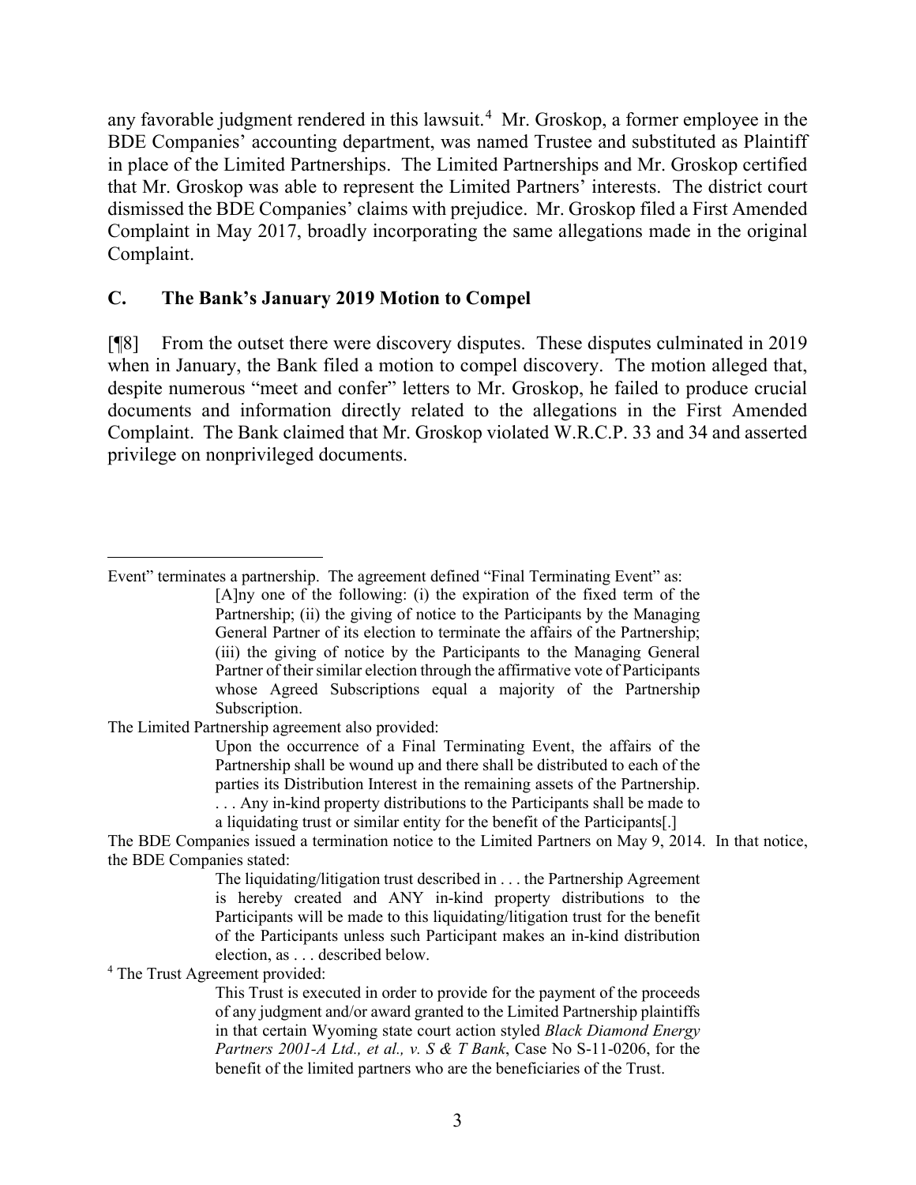any favorable judgment rendered in this lawsuit.[4] Mr. Groskop, a former employee in the BDE Companies' accounting department, was named Trustee and substituted as Plaintiff in place of the Limited Partnerships. The Limited Partnerships and Mr. Groskop certified that Mr. Groskop was able to represent the Limited Partners' interests. The district court dismissed the BDE Companies' claims with prejudice. Mr. Groskop filed a First Amended Complaint in May 2017, broadly incorporating the same allegations made in the original Complaint.

### C. The Bank's January 2019 Motion to Compel

[¶8] From the outset there were discovery disputes. These disputes culminated in 2019 when in January, the Bank filed a motion to compel discovery. The motion alleged that, despite numerous "meet and confer" letters to Mr. Groskop, he failed to produce crucial documents and information directly related to the allegations in the First Amended Complaint. The Bank claimed that Mr. Groskop violated W.R.C.P. 33 and 34 and asserted privilege on nonprivileged documents.

---

Event" terminates a partnership. The agreement defined "Final Terminating Event" as:

> [A]ny one of the following: (i) the expiration of the fixed term of the Partnership; (ii) the giving of notice to the Participants by the Managing General Partner of its election to terminate the affairs of the Partnership; (iii) the giving of notice by the Participants to the Managing General Partner of their similar election through the affirmative vote of Participants whose Agreed Subscriptions equal a majority of the Partnership Subscription.

The Limited Partnership agreement also provided:

> Upon the occurrence of a Final Terminating Event, the affairs of the Partnership shall be wound up and there shall be distributed to each of the parties its Distribution Interest in the remaining assets of the Partnership. . . . Any in-kind property distributions to the Participants shall be made to a liquidating trust or similar entity for the benefit of the Participants[.]

The BDE Companies issued a termination notice to the Limited Partners on May 9, 2014. In that notice, the BDE Companies stated:

> The liquidating/litigation trust described in . . . the Partnership Agreement is hereby created and ANY in-kind property distributions to the Participants will be made to this liquidating/litigation trust for the benefit of the Participants unless such Participant makes an in-kind distribution election, as . . . described below.

[4] The Trust Agreement provided:

> This Trust is executed in order to provide for the payment of the proceeds of any judgment and/or award granted to the Limited Partnership plaintiffs in that certain Wyoming state court action styled *Black Diamond Energy Partners 2001-A Ltd., et al., v. S & T Bank*, Case No S-11-0206, for the benefit of the limited partners who are the beneficiaries of the Trust.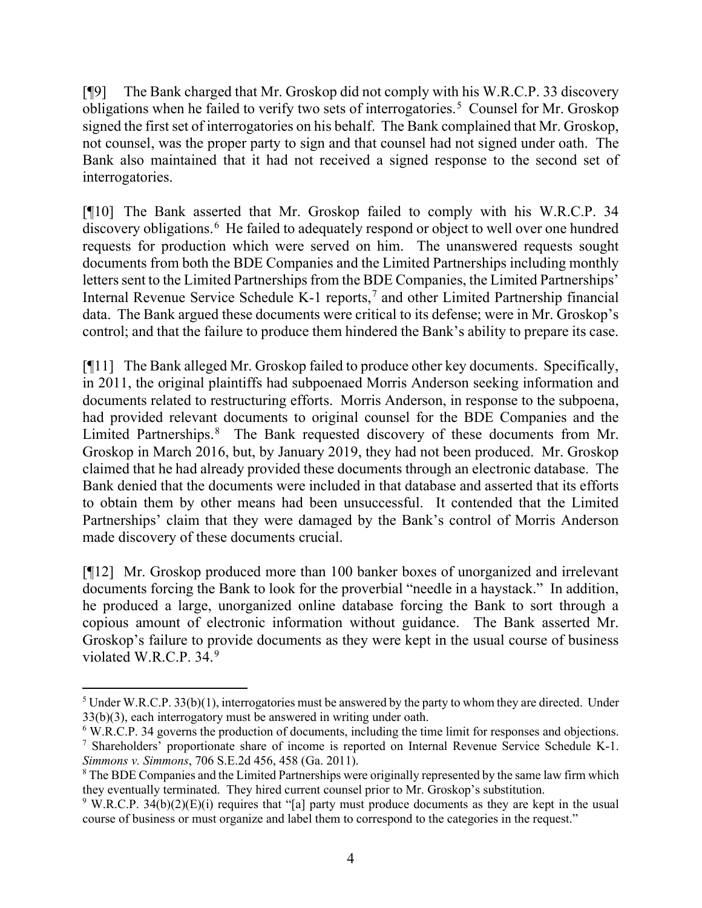[¶9] The Bank charged that Mr. Groskop did not comply with his W.R.C.P. 33 discovery obligations when he failed to verify two sets of interrogatories.[5] Counsel for Mr. Groskop signed the first set of interrogatories on his behalf. The Bank complained that Mr. Groskop, not counsel, was the proper party to sign and that counsel had not signed under oath. The Bank also maintained that it had not received a signed response to the second set of interrogatories.

[¶10] The Bank asserted that Mr. Groskop failed to comply with his W.R.C.P. 34 discovery obligations.[6] He failed to adequately respond or object to well over one hundred requests for production which were served on him. The unanswered requests sought documents from both the BDE Companies and the Limited Partnerships including monthly letters sent to the Limited Partnerships from the BDE Companies, the Limited Partnerships' Internal Revenue Service Schedule K-1 reports,[7] and other Limited Partnership financial data. The Bank argued these documents were critical to its defense; were in Mr. Groskop's control; and that the failure to produce them hindered the Bank's ability to prepare its case.

[¶11] The Bank alleged Mr. Groskop failed to produce other key documents. Specifically, in 2011, the original plaintiffs had subpoenaed Morris Anderson seeking information and documents related to restructuring efforts. Morris Anderson, in response to the subpoena, had provided relevant documents to original counsel for the BDE Companies and the Limited Partnerships.[8] The Bank requested discovery of these documents from Mr. Groskop in March 2016, but, by January 2019, they had not been produced. Mr. Groskop claimed that he had already provided these documents through an electronic database. The Bank denied that the documents were included in that database and asserted that its efforts to obtain them by other means had been unsuccessful. It contended that the Limited Partnerships' claim that they were damaged by the Bank's control of Morris Anderson made discovery of these documents crucial.

[¶12] Mr. Groskop produced more than 100 banker boxes of unorganized and irrelevant documents forcing the Bank to look for the proverbial "needle in a haystack." In addition, he produced a large, unorganized online database forcing the Bank to sort through a copious amount of electronic information without guidance. The Bank asserted Mr. Groskop's failure to provide documents as they were kept in the usual course of business violated W.R.C.P. 34.[9]

---

[5] Under W.R.C.P. 33(b)(1), interrogatories must be answered by the party to whom they are directed. Under 33(b)(3), each interrogatory must be answered in writing under oath.

[6] W.R.C.P. 34 governs the production of documents, including the time limit for responses and objections.

[7] Shareholders' proportionate share of income is reported on Internal Revenue Service Schedule K-1. *Simmons v. Simmons*, 706 S.E.2d 456, 458 (Ga. 2011).

[8] The BDE Companies and the Limited Partnerships were originally represented by the same law firm which they eventually terminated. They hired current counsel prior to Mr. Groskop's substitution.

[9] W.R.C.P. 34(b)(2)(E)(i) requires that "[a] party must produce documents as they are kept in the usual course of business or must organize and label them to correspond to the categories in the request."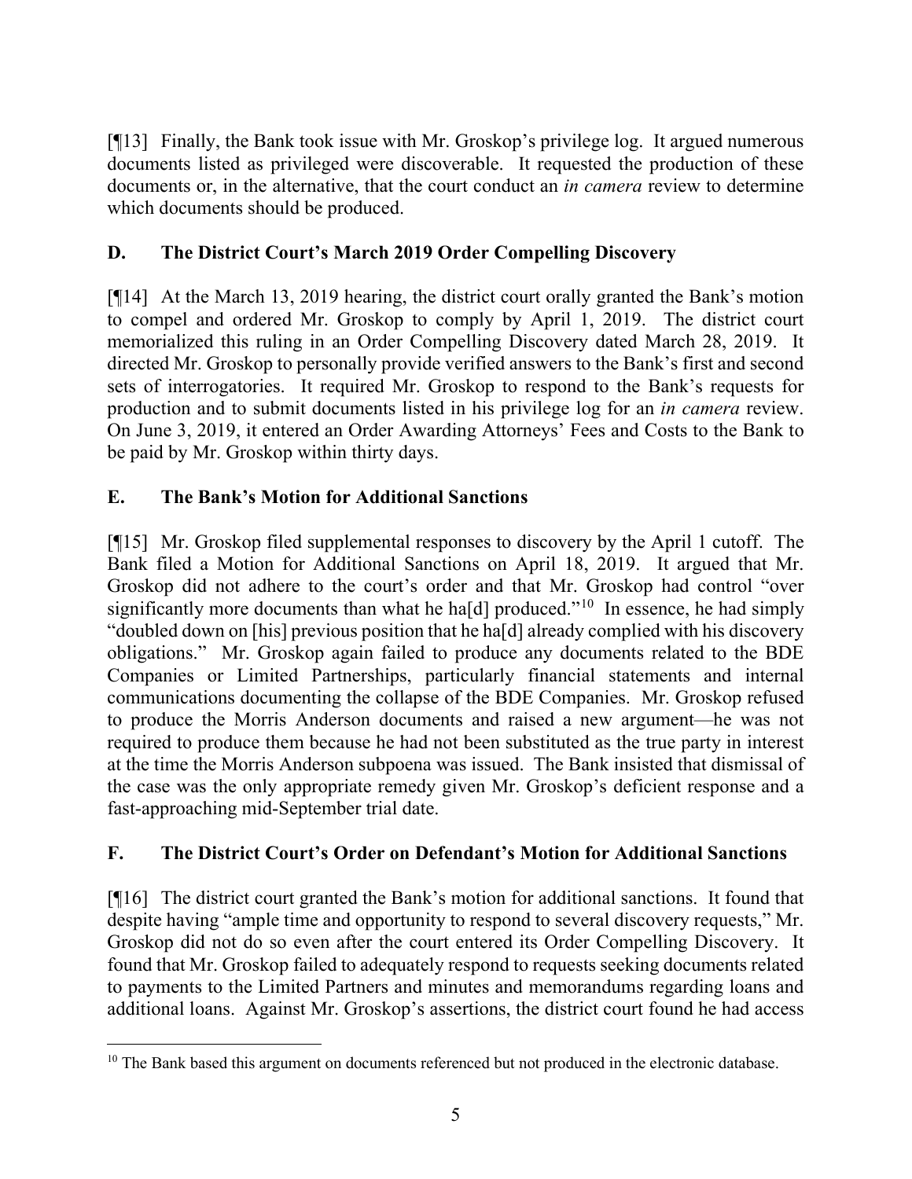[¶13] Finally, the Bank took issue with Mr. Groskop's privilege log. It argued numerous documents listed as privileged were discoverable. It requested the production of these documents or, in the alternative, that the court conduct an *in camera* review to determine which documents should be produced.

## D. The District Court's March 2019 Order Compelling Discovery

[¶14] At the March 13, 2019 hearing, the district court orally granted the Bank's motion to compel and ordered Mr. Groskop to comply by April 1, 2019. The district court memorialized this ruling in an Order Compelling Discovery dated March 28, 2019. It directed Mr. Groskop to personally provide verified answers to the Bank's first and second sets of interrogatories. It required Mr. Groskop to respond to the Bank's requests for production and to submit documents listed in his privilege log for an *in camera* review. On June 3, 2019, it entered an Order Awarding Attorneys' Fees and Costs to the Bank to be paid by Mr. Groskop within thirty days.

## E. The Bank's Motion for Additional Sanctions

[¶15] Mr. Groskop filed supplemental responses to discovery by the April 1 cutoff. The Bank filed a Motion for Additional Sanctions on April 18, 2019. It argued that Mr. Groskop did not adhere to the court's order and that Mr. Groskop had control "over significantly more documents than what he ha[d] produced."[10] In essence, he had simply "doubled down on [his] previous position that he ha[d] already complied with his discovery obligations." Mr. Groskop again failed to produce any documents related to the BDE Companies or Limited Partnerships, particularly financial statements and internal communications documenting the collapse of the BDE Companies. Mr. Groskop refused to produce the Morris Anderson documents and raised a new argument—he was not required to produce them because he had not been substituted as the true party in interest at the time the Morris Anderson subpoena was issued. The Bank insisted that dismissal of the case was the only appropriate remedy given Mr. Groskop's deficient response and a fast-approaching mid-September trial date.

## F. The District Court's Order on Defendant's Motion for Additional Sanctions

[¶16] The district court granted the Bank's motion for additional sanctions. It found that despite having "ample time and opportunity to respond to several discovery requests," Mr. Groskop did not do so even after the court entered its Order Compelling Discovery. It found that Mr. Groskop failed to adequately respond to requests seeking documents related to payments to the Limited Partners and minutes and memorandums regarding loans and additional loans. Against Mr. Groskop's assertions, the district court found he had access

[10] The Bank based this argument on documents referenced but not produced in the electronic database.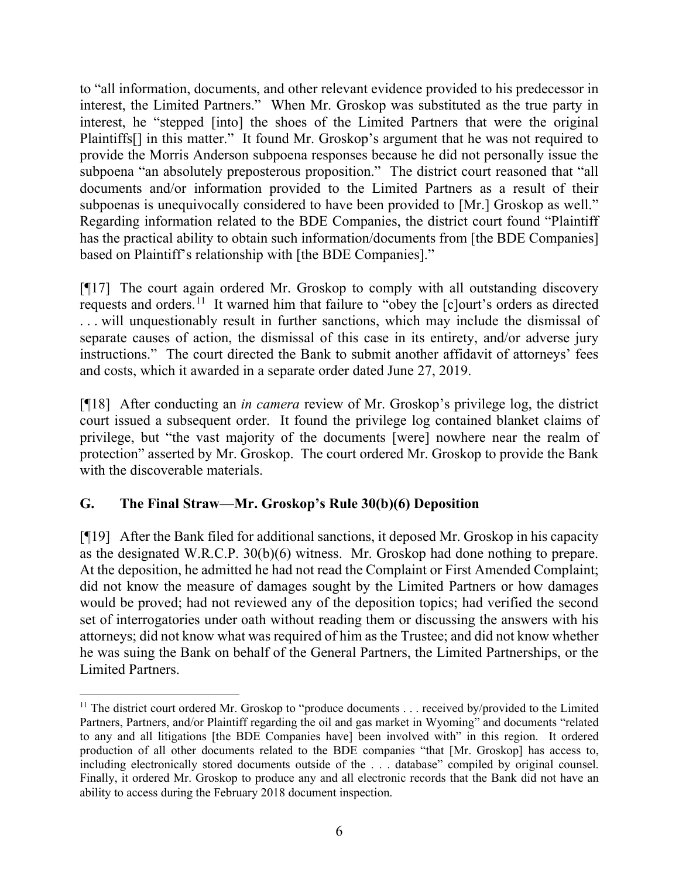to "all information, documents, and other relevant evidence provided to his predecessor in interest, the Limited Partners." When Mr. Groskop was substituted as the true party in interest, he "stepped [into] the shoes of the Limited Partners that were the original Plaintiffs[] in this matter." It found Mr. Groskop's argument that he was not required to provide the Morris Anderson subpoena responses because he did not personally issue the subpoena "an absolutely preposterous proposition." The district court reasoned that "all documents and/or information provided to the Limited Partners as a result of their subpoenas is unequivocally considered to have been provided to [Mr.] Groskop as well." Regarding information related to the BDE Companies, the district court found "Plaintiff has the practical ability to obtain such information/documents from [the BDE Companies] based on Plaintiff's relationship with [the BDE Companies]."

[¶17] The court again ordered Mr. Groskop to comply with all outstanding discovery requests and orders.[11] It warned him that failure to "obey the [c]ourt's orders as directed . . . will unquestionably result in further sanctions, which may include the dismissal of separate causes of action, the dismissal of this case in its entirety, and/or adverse jury instructions." The court directed the Bank to submit another affidavit of attorneys' fees and costs, which it awarded in a separate order dated June 27, 2019.

[¶18] After conducting an *in camera* review of Mr. Groskop's privilege log, the district court issued a subsequent order. It found the privilege log contained blanket claims of privilege, but "the vast majority of the documents [were] nowhere near the realm of protection" asserted by Mr. Groskop. The court ordered Mr. Groskop to provide the Bank with the discoverable materials.

## G. The Final Straw—Mr. Groskop's Rule 30(b)(6) Deposition

[¶19] After the Bank filed for additional sanctions, it deposed Mr. Groskop in his capacity as the designated W.R.C.P. 30(b)(6) witness. Mr. Groskop had done nothing to prepare. At the deposition, he admitted he had not read the Complaint or First Amended Complaint; did not know the measure of damages sought by the Limited Partners or how damages would be proved; had not reviewed any of the deposition topics; had verified the second set of interrogatories under oath without reading them or discussing the answers with his attorneys; did not know what was required of him as the Trustee; and did not know whether he was suing the Bank on behalf of the General Partners, the Limited Partnerships, or the Limited Partners.

---

[11] The district court ordered Mr. Groskop to "produce documents . . . received by/provided to the Limited Partners, Partners, and/or Plaintiff regarding the oil and gas market in Wyoming" and documents "related to any and all litigations [the BDE Companies have] been involved with" in this region. It ordered production of all other documents related to the BDE companies "that [Mr. Groskop] has access to, including electronically stored documents outside of the . . . database" compiled by original counsel. Finally, it ordered Mr. Groskop to produce any and all electronic records that the Bank did not have an ability to access during the February 2018 document inspection.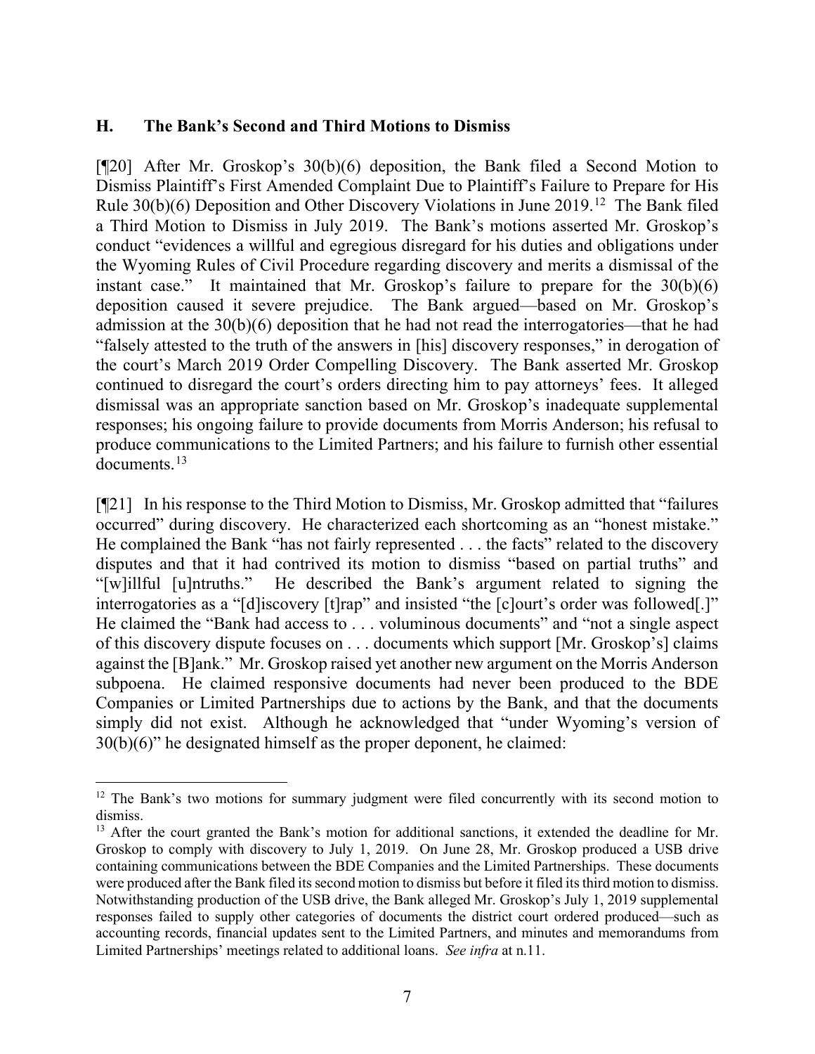### H. The Bank's Second and Third Motions to Dismiss

[¶20] After Mr. Groskop's 30(b)(6) deposition, the Bank filed a Second Motion to Dismiss Plaintiff's First Amended Complaint Due to Plaintiff's Failure to Prepare for His Rule 30(b)(6) Deposition and Other Discovery Violations in June 2019.[12] The Bank filed a Third Motion to Dismiss in July 2019. The Bank's motions asserted Mr. Groskop's conduct "evidences a willful and egregious disregard for his duties and obligations under the Wyoming Rules of Civil Procedure regarding discovery and merits a dismissal of the instant case." It maintained that Mr. Groskop's failure to prepare for the 30(b)(6) deposition caused it severe prejudice. The Bank argued—based on Mr. Groskop's admission at the 30(b)(6) deposition that he had not read the interrogatories—that he had "falsely attested to the truth of the answers in [his] discovery responses," in derogation of the court's March 2019 Order Compelling Discovery. The Bank asserted Mr. Groskop continued to disregard the court's orders directing him to pay attorneys' fees. It alleged dismissal was an appropriate sanction based on Mr. Groskop's inadequate supplemental responses; his ongoing failure to provide documents from Morris Anderson; his refusal to produce communications to the Limited Partners; and his failure to furnish other essential documents.[13]

[¶21] In his response to the Third Motion to Dismiss, Mr. Groskop admitted that "failures occurred" during discovery. He characterized each shortcoming as an "honest mistake." He complained the Bank "has not fairly represented . . . the facts" related to the discovery disputes and that it had contrived its motion to dismiss "based on partial truths" and "[w]illful [u]ntruths." He described the Bank's argument related to signing the interrogatories as a "[d]iscovery [t]rap" and insisted "the [c]ourt's order was followed[.]" He claimed the "Bank had access to . . . voluminous documents" and "not a single aspect of this discovery dispute focuses on . . . documents which support [Mr. Groskop's] claims against the [B]ank." Mr. Groskop raised yet another new argument on the Morris Anderson subpoena. He claimed responsive documents had never been produced to the BDE Companies or Limited Partnerships due to actions by the Bank, and that the documents simply did not exist. Although he acknowledged that "under Wyoming's version of 30(b)(6)" he designated himself as the proper deponent, he claimed:

---

[12] The Bank's two motions for summary judgment were filed concurrently with its second motion to dismiss.

[13] After the court granted the Bank's motion for additional sanctions, it extended the deadline for Mr. Groskop to comply with discovery to July 1, 2019. On June 28, Mr. Groskop produced a USB drive containing communications between the BDE Companies and the Limited Partnerships. These documents were produced after the Bank filed its second motion to dismiss but before it filed its third motion to dismiss. Notwithstanding production of the USB drive, the Bank alleged Mr. Groskop's July 1, 2019 supplemental responses failed to supply other categories of documents the district court ordered produced—such as accounting records, financial updates sent to the Limited Partners, and minutes and memorandums from Limited Partnerships' meetings related to additional loans. *See infra* at n.11.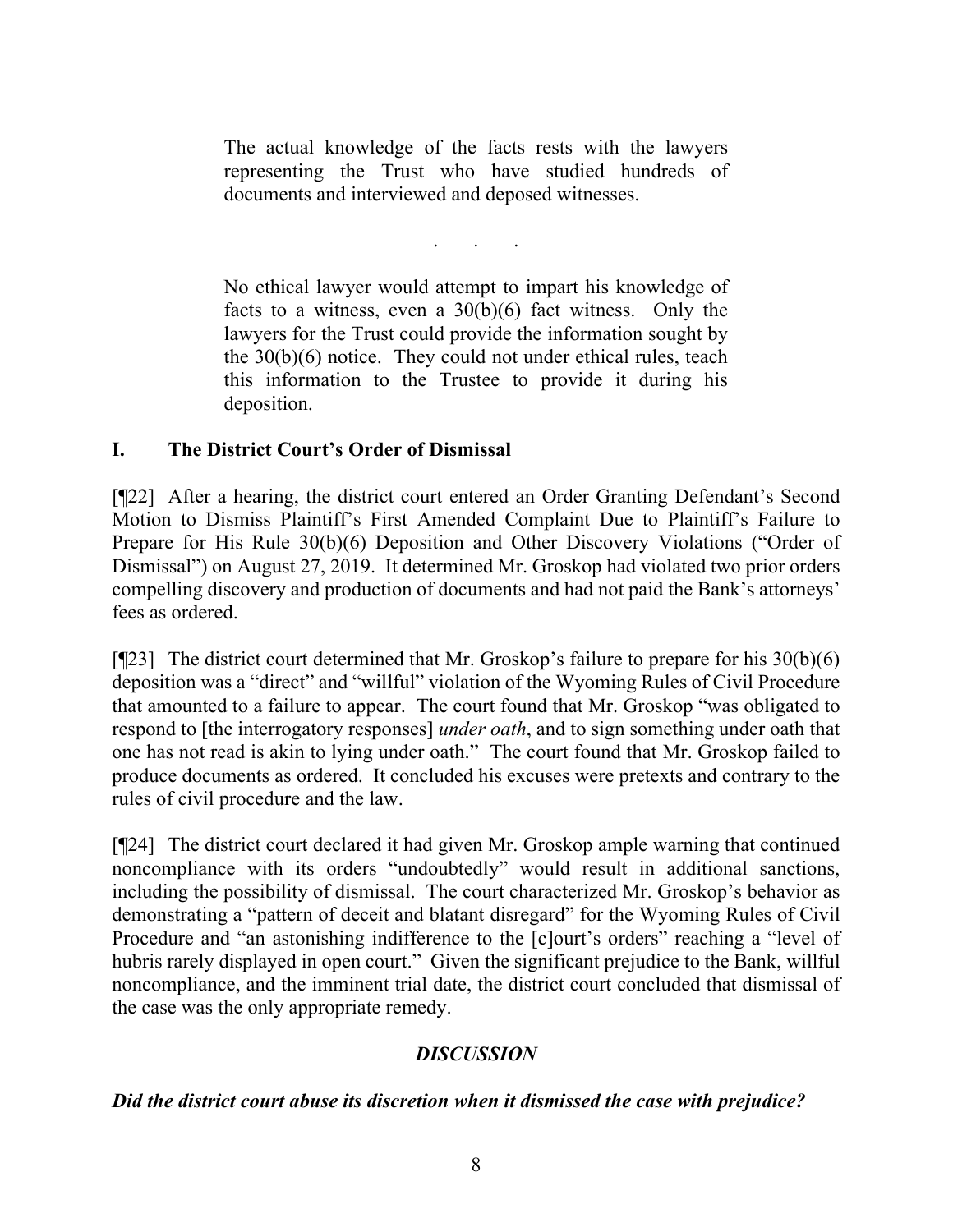> The actual knowledge of the facts rests with the lawyers representing the Trust who have studied hundreds of documents and interviewed and deposed witnesses.
>
> . . .
>
> No ethical lawyer would attempt to impart his knowledge of facts to a witness, even a 30(b)(6) fact witness. Only the lawyers for the Trust could provide the information sought by the 30(b)(6) notice. They could not under ethical rules, teach this information to the Trustee to provide it during his deposition.

## I. The District Court's Order of Dismissal

[¶22] After a hearing, the district court entered an Order Granting Defendant's Second Motion to Dismiss Plaintiff's First Amended Complaint Due to Plaintiff's Failure to Prepare for His Rule 30(b)(6) Deposition and Other Discovery Violations ("Order of Dismissal") on August 27, 2019. It determined Mr. Groskop had violated two prior orders compelling discovery and production of documents and had not paid the Bank's attorneys' fees as ordered.

[¶23] The district court determined that Mr. Groskop's failure to prepare for his 30(b)(6) deposition was a "direct" and "willful" violation of the Wyoming Rules of Civil Procedure that amounted to a failure to appear. The court found that Mr. Groskop "was obligated to respond to [the interrogatory responses] *under oath*, and to sign something under oath that one has not read is akin to lying under oath." The court found that Mr. Groskop failed to produce documents as ordered. It concluded his excuses were pretexts and contrary to the rules of civil procedure and the law.

[¶24] The district court declared it had given Mr. Groskop ample warning that continued noncompliance with its orders "undoubtedly" would result in additional sanctions, including the possibility of dismissal. The court characterized Mr. Groskop's behavior as demonstrating a "pattern of deceit and blatant disregard" for the Wyoming Rules of Civil Procedure and "an astonishing indifference to the [c]ourt's orders" reaching a "level of hubris rarely displayed in open court." Given the significant prejudice to the Bank, willful noncompliance, and the imminent trial date, the district court concluded that dismissal of the case was the only appropriate remedy.

## *DISCUSSION*

***Did the district court abuse its discretion when it dismissed the case with prejudice?***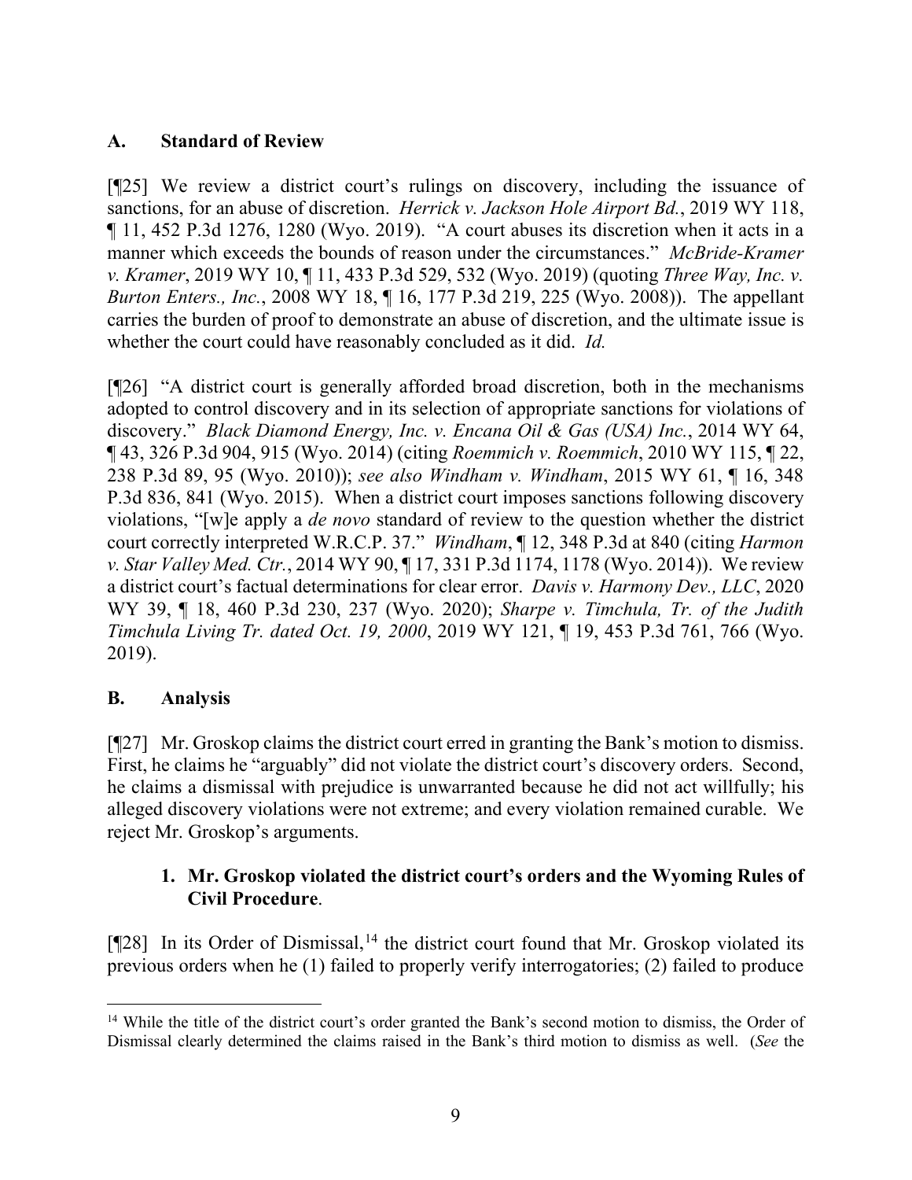## A. Standard of Review

[¶25] We review a district court's rulings on discovery, including the issuance of sanctions, for an abuse of discretion. *Herrick v. Jackson Hole Airport Bd.*, 2019 WY 118, ¶ 11, 452 P.3d 1276, 1280 (Wyo. 2019). "A court abuses its discretion when it acts in a manner which exceeds the bounds of reason under the circumstances." *McBride-Kramer v. Kramer*, 2019 WY 10, ¶ 11, 433 P.3d 529, 532 (Wyo. 2019) (quoting *Three Way, Inc. v. Burton Enters., Inc.*, 2008 WY 18, ¶ 16, 177 P.3d 219, 225 (Wyo. 2008)). The appellant carries the burden of proof to demonstrate an abuse of discretion, and the ultimate issue is whether the court could have reasonably concluded as it did. *Id.*

[¶26] "A district court is generally afforded broad discretion, both in the mechanisms adopted to control discovery and in its selection of appropriate sanctions for violations of discovery." *Black Diamond Energy, Inc. v. Encana Oil & Gas (USA) Inc.*, 2014 WY 64, ¶ 43, 326 P.3d 904, 915 (Wyo. 2014) (citing *Roemmich v. Roemmich*, 2010 WY 115, ¶ 22, 238 P.3d 89, 95 (Wyo. 2010)); *see also Windham v. Windham*, 2015 WY 61, ¶ 16, 348 P.3d 836, 841 (Wyo. 2015). When a district court imposes sanctions following discovery violations, "[w]e apply a *de novo* standard of review to the question whether the district court correctly interpreted W.R.C.P. 37." *Windham*, ¶ 12, 348 P.3d at 840 (citing *Harmon v. Star Valley Med. Ctr.*, 2014 WY 90, ¶ 17, 331 P.3d 1174, 1178 (Wyo. 2014)). We review a district court's factual determinations for clear error. *Davis v. Harmony Dev., LLC*, 2020 WY 39, ¶ 18, 460 P.3d 230, 237 (Wyo. 2020); *Sharpe v. Timchula, Tr. of the Judith Timchula Living Tr. dated Oct. 19, 2000*, 2019 WY 121, ¶ 19, 453 P.3d 761, 766 (Wyo. 2019).

## B. Analysis

[¶27] Mr. Groskop claims the district court erred in granting the Bank's motion to dismiss. First, he claims he "arguably" did not violate the district court's discovery orders. Second, he claims a dismissal with prejudice is unwarranted because he did not act willfully; his alleged discovery violations were not extreme; and every violation remained curable. We reject Mr. Groskop's arguments.

### 1. Mr. Groskop violated the district court's orders and the Wyoming Rules of Civil Procedure.

[¶28] In its Order of Dismissal,[14] the district court found that Mr. Groskop violated its previous orders when he (1) failed to properly verify interrogatories; (2) failed to produce

---

[14] While the title of the district court's order granted the Bank's second motion to dismiss, the Order of Dismissal clearly determined the claims raised in the Bank's third motion to dismiss as well. (*See* the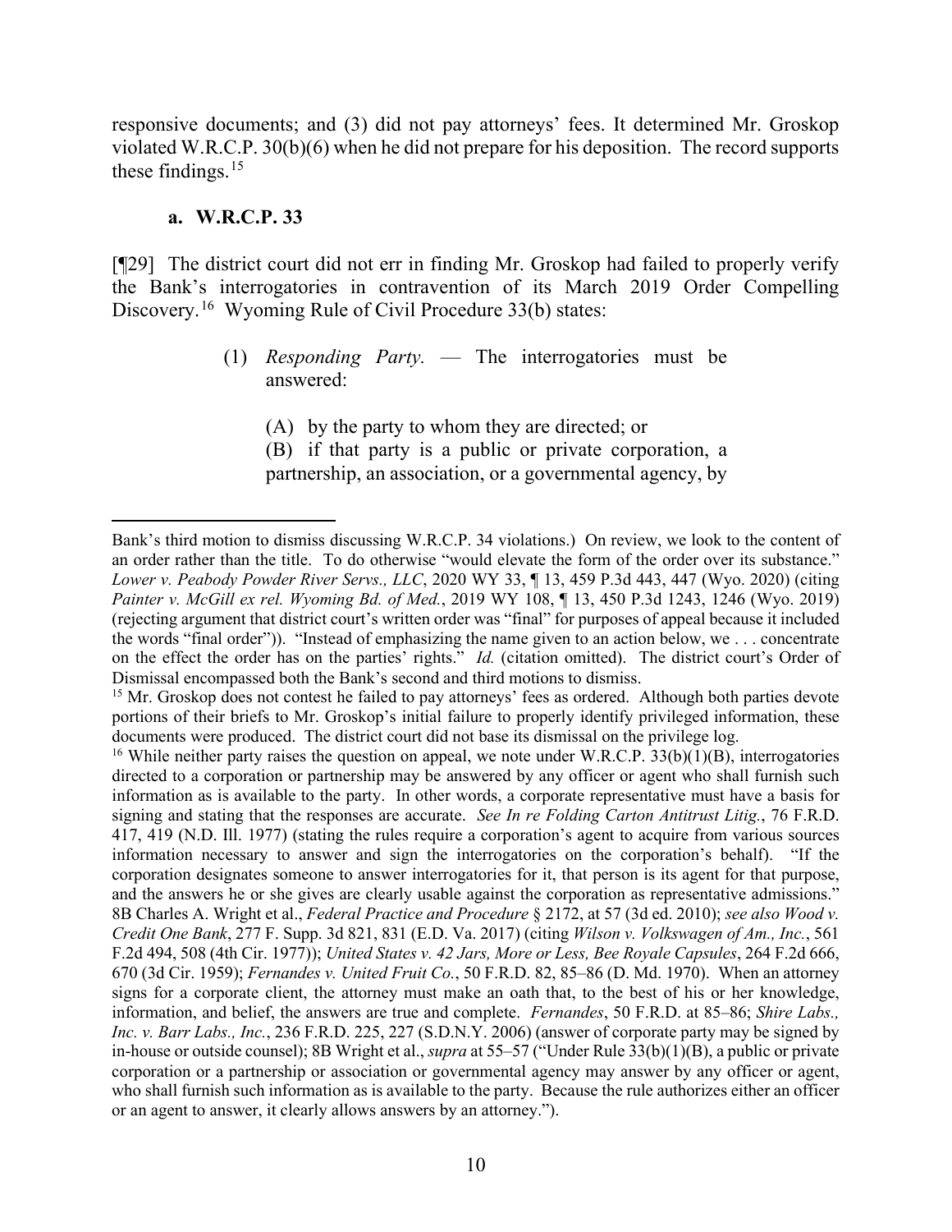responsive documents; and (3) did not pay attorneys' fees. It determined Mr. Groskop violated W.R.C.P. 30(b)(6) when he did not prepare for his deposition. The record supports these findings.[15]

### a. W.R.C.P. 33

[¶29] The district court did not err in finding Mr. Groskop had failed to properly verify the Bank's interrogatories in contravention of its March 2019 Order Compelling Discovery.[16] Wyoming Rule of Civil Procedure 33(b) states:

> (1) *Responding Party.* — The interrogatories must be answered:
>
> (A) by the party to whom they are directed; or
>
> (B) if that party is a public or private corporation, a partnership, an association, or a governmental agency, by

---

Bank's third motion to dismiss discussing W.R.C.P. 34 violations.) On review, we look to the content of an order rather than the title. To do otherwise "would elevate the form of the order over its substance." *Lower v. Peabody Powder River Servs., LLC*, 2020 WY 33, ¶ 13, 459 P.3d 443, 447 (Wyo. 2020) (citing *Painter v. McGill ex rel. Wyoming Bd. of Med.*, 2019 WY 108, ¶ 13, 450 P.3d 1243, 1246 (Wyo. 2019) (rejecting argument that district court's written order was "final" for purposes of appeal because it included the words "final order")). "Instead of emphasizing the name given to an action below, we . . . concentrate on the effect the order has on the parties' rights." *Id.* (citation omitted). The district court's Order of Dismissal encompassed both the Bank's second and third motions to dismiss.

[15] Mr. Groskop does not contest he failed to pay attorneys' fees as ordered. Although both parties devote portions of their briefs to Mr. Groskop's initial failure to properly identify privileged information, these documents were produced. The district court did not base its dismissal on the privilege log.

[16] While neither party raises the question on appeal, we note under W.R.C.P. 33(b)(1)(B), interrogatories directed to a corporation or partnership may be answered by any officer or agent who shall furnish such information as is available to the party. In other words, a corporate representative must have a basis for signing and stating that the responses are accurate. *See In re Folding Carton Antitrust Litig.*, 76 F.R.D. 417, 419 (N.D. Ill. 1977) (stating the rules require a corporation's agent to acquire from various sources information necessary to answer and sign the interrogatories on the corporation's behalf). "If the corporation designates someone to answer interrogatories for it, that person is its agent for that purpose, and the answers he or she gives are clearly usable against the corporation as representative admissions." 8B Charles A. Wright et al., *Federal Practice and Procedure* § 2172, at 57 (3d ed. 2010); *see also Wood v. Credit One Bank*, 277 F. Supp. 3d 821, 831 (E.D. Va. 2017) (citing *Wilson v. Volkswagen of Am., Inc.*, 561 F.2d 494, 508 (4th Cir. 1977)); *United States v. 42 Jars, More or Less, Bee Royale Capsules*, 264 F.2d 666, 670 (3d Cir. 1959); *Fernandes v. United Fruit Co.*, 50 F.R.D. 82, 85–86 (D. Md. 1970). When an attorney signs for a corporate client, the attorney must make an oath that, to the best of his or her knowledge, information, and belief, the answers are true and complete. *Fernandes*, 50 F.R.D. at 85–86; *Shire Labs., Inc. v. Barr Labs., Inc.*, 236 F.R.D. 225, 227 (S.D.N.Y. 2006) (answer of corporate party may be signed by in-house or outside counsel); 8B Wright et al., *supra* at 55–57 ("Under Rule 33(b)(1)(B), a public or private corporation or a partnership or association or governmental agency may answer by any officer or agent, who shall furnish such information as is available to the party. Because the rule authorizes either an officer or an agent to answer, it clearly allows answers by an attorney.").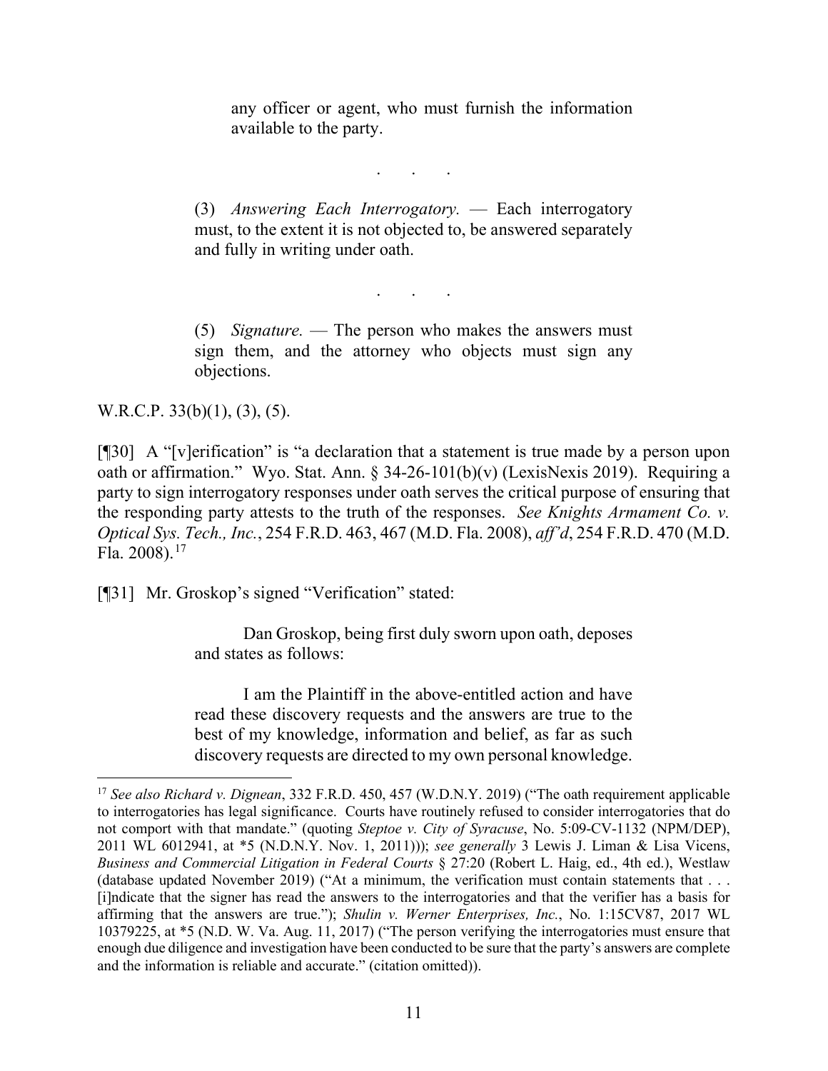> any officer or agent, who must furnish the information available to the party.
>
> . . .
>
> (3) *Answering Each Interrogatory.* — Each interrogatory must, to the extent it is not objected to, be answered separately and fully in writing under oath.
>
> . . .
>
> (5) *Signature.* — The person who makes the answers must sign them, and the attorney who objects must sign any objections.

W.R.C.P. 33(b)(1), (3), (5).

[¶30] A "[v]erification" is "a declaration that a statement is true made by a person upon oath or affirmation." Wyo. Stat. Ann. § 34-26-101(b)(v) (LexisNexis 2019). Requiring a party to sign interrogatory responses under oath serves the critical purpose of ensuring that the responding party attests to the truth of the responses. *See Knights Armament Co. v. Optical Sys. Tech., Inc.*, 254 F.R.D. 463, 467 (M.D. Fla. 2008), *aff'd*, 254 F.R.D. 470 (M.D. Fla. 2008).[17]

[¶31] Mr. Groskop's signed "Verification" stated:

> Dan Groskop, being first duly sworn upon oath, deposes and states as follows:
>
> I am the Plaintiff in the above-entitled action and have read these discovery requests and the answers are true to the best of my knowledge, information and belief, as far as such discovery requests are directed to my own personal knowledge.

---

[17] *See also Richard v. Dignean*, 332 F.R.D. 450, 457 (W.D.N.Y. 2019) ("The oath requirement applicable to interrogatories has legal significance. Courts have routinely refused to consider interrogatories that do not comport with that mandate." (quoting *Steptoe v. City of Syracuse*, No. 5:09-CV-1132 (NPM/DEP), 2011 WL 6012941, at *5 (N.D.N.Y. Nov. 1, 2011))); *see generally* 3 Lewis J. Liman & Lisa Vicens, *Business and Commercial Litigation in Federal Courts* § 27:20 (Robert L. Haig, ed., 4th ed.), Westlaw (database updated November 2019) ("At a minimum, the verification must contain statements that . . . [i]ndicate that the signer has read the answers to the interrogatories and that the verifier has a basis for affirming that the answers are true."); *Shulin v. Werner Enterprises, Inc.*, No. 1:15CV87, 2017 WL 10379225, at *5 (N.D. W. Va. Aug. 11, 2017) ("The person verifying the interrogatories must ensure that enough due diligence and investigation have been conducted to be sure that the party's answers are complete and the information is reliable and accurate." (citation omitted)).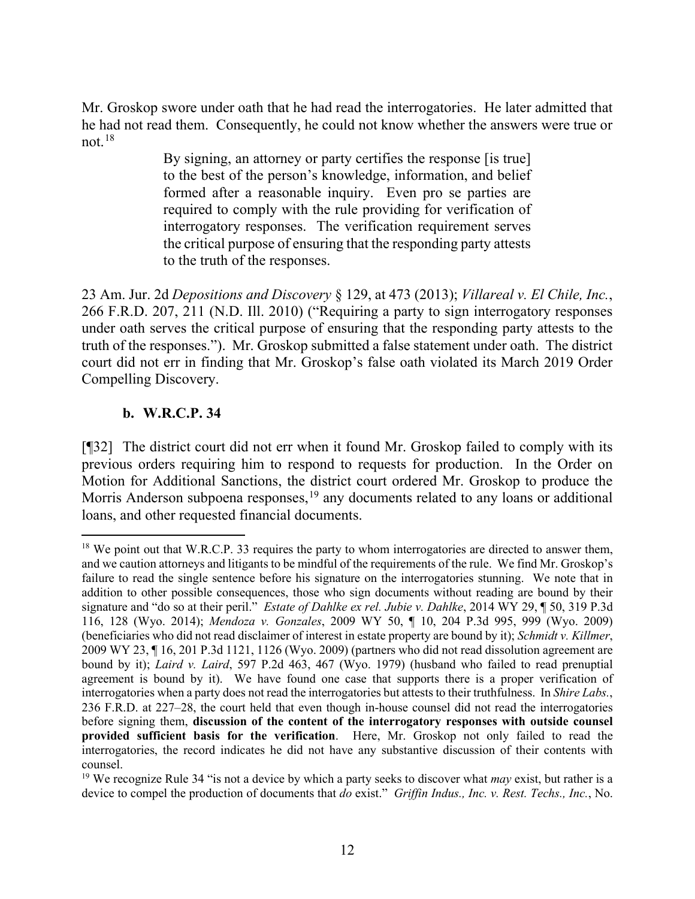Mr. Groskop swore under oath that he had read the interrogatories. He later admitted that he had not read them. Consequently, he could not know whether the answers were true or not.[18]

> By signing, an attorney or party certifies the response [is true] to the best of the person's knowledge, information, and belief formed after a reasonable inquiry. Even pro se parties are required to comply with the rule providing for verification of interrogatory responses. The verification requirement serves the critical purpose of ensuring that the responding party attests to the truth of the responses.

23 Am. Jur. 2d *Depositions and Discovery* § 129, at 473 (2013); *Villareal v. El Chile, Inc.*, 266 F.R.D. 207, 211 (N.D. Ill. 2010) ("Requiring a party to sign interrogatory responses under oath serves the critical purpose of ensuring that the responding party attests to the truth of the responses."). Mr. Groskop submitted a false statement under oath. The district court did not err in finding that Mr. Groskop's false oath violated its March 2019 Order Compelling Discovery.

### b. W.R.C.P. 34

[¶32] The district court did not err when it found Mr. Groskop failed to comply with its previous orders requiring him to respond to requests for production. In the Order on Motion for Additional Sanctions, the district court ordered Mr. Groskop to produce the Morris Anderson subpoena responses,[19] any documents related to any loans or additional loans, and other requested financial documents.

---

[18] We point out that W.R.C.P. 33 requires the party to whom interrogatories are directed to answer them, and we caution attorneys and litigants to be mindful of the requirements of the rule. We find Mr. Groskop's failure to read the single sentence before his signature on the interrogatories stunning. We note that in addition to other possible consequences, those who sign documents without reading are bound by their signature and "do so at their peril." *Estate of Dahlke ex rel. Jubie v. Dahlke*, 2014 WY 29, ¶ 50, 319 P.3d 116, 128 (Wyo. 2014); *Mendoza v. Gonzales*, 2009 WY 50, ¶ 10, 204 P.3d 995, 999 (Wyo. 2009) (beneficiaries who did not read disclaimer of interest in estate property are bound by it); *Schmidt v. Killmer*, 2009 WY 23, ¶ 16, 201 P.3d 1121, 1126 (Wyo. 2009) (partners who did not read dissolution agreement are bound by it); *Laird v. Laird*, 597 P.2d 463, 467 (Wyo. 1979) (husband who failed to read prenuptial agreement is bound by it). We have found one case that supports there is a proper verification of interrogatories when a party does not read the interrogatories but attests to their truthfulness. In *Shire Labs.*, 236 F.R.D. at 227–28, the court held that even though in-house counsel did not read the interrogatories before signing them, **discussion of the content of the interrogatory responses with outside counsel provided sufficient basis for the verification**. Here, Mr. Groskop not only failed to read the interrogatories, the record indicates he did not have any substantive discussion of their contents with counsel.

[19] We recognize Rule 34 "is not a device by which a party seeks to discover what *may* exist, but rather is a device to compel the production of documents that *do* exist." *Griffin Indus., Inc. v. Rest. Techs., Inc.*, No.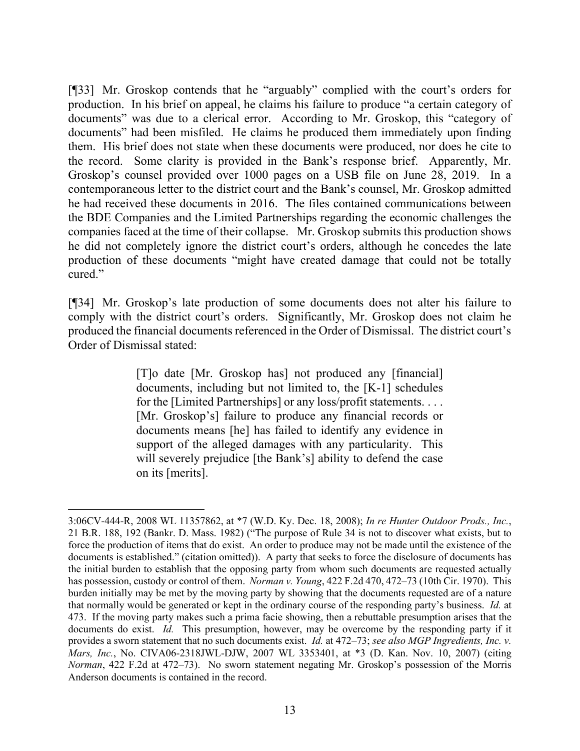[¶33] Mr. Groskop contends that he "arguably" complied with the court's orders for production. In his brief on appeal, he claims his failure to produce "a certain category of documents" was due to a clerical error. According to Mr. Groskop, this "category of documents" had been misfiled. He claims he produced them immediately upon finding them. His brief does not state when these documents were produced, nor does he cite to the record. Some clarity is provided in the Bank's response brief. Apparently, Mr. Groskop's counsel provided over 1000 pages on a USB file on June 28, 2019. In a contemporaneous letter to the district court and the Bank's counsel, Mr. Groskop admitted he had received these documents in 2016. The files contained communications between the BDE Companies and the Limited Partnerships regarding the economic challenges the companies faced at the time of their collapse. Mr. Groskop submits this production shows he did not completely ignore the district court's orders, although he concedes the late production of these documents "might have created damage that could not be totally cured."

[¶34] Mr. Groskop's late production of some documents does not alter his failure to comply with the district court's orders. Significantly, Mr. Groskop does not claim he produced the financial documents referenced in the Order of Dismissal. The district court's Order of Dismissal stated:

> [T]o date [Mr. Groskop has] not produced any [financial] documents, including but not limited to, the [K-1] schedules for the [Limited Partnerships] or any loss/profit statements. . . . [Mr. Groskop's] failure to produce any financial records or documents means [he] has failed to identify any evidence in support of the alleged damages with any particularity. This will severely prejudice [the Bank's] ability to defend the case on its [merits].

---

3:06CV-444-R, 2008 WL 11357862, at *7 (W.D. Ky. Dec. 18, 2008); *In re Hunter Outdoor Prods., Inc.*, 21 B.R. 188, 192 (Bankr. D. Mass. 1982) ("The purpose of Rule 34 is not to discover what exists, but to force the production of items that do exist. An order to produce may not be made until the existence of the documents is established." (citation omitted)). A party that seeks to force the disclosure of documents has the initial burden to establish that the opposing party from whom such documents are requested actually has possession, custody or control of them. *Norman v. Young*, 422 F.2d 470, 472–73 (10th Cir. 1970). This burden initially may be met by the moving party by showing that the documents requested are of a nature that normally would be generated or kept in the ordinary course of the responding party's business. *Id.* at 473. If the moving party makes such a prima facie showing, then a rebuttable presumption arises that the documents do exist. *Id.* This presumption, however, may be overcome by the responding party if it provides a sworn statement that no such documents exist. *Id.* at 472–73; *see also MGP Ingredients, Inc. v. Mars, Inc.*, No. CIVA06-2318JWL-DJW, 2007 WL 3353401, at *3 (D. Kan. Nov. 10, 2007) (citing *Norman*, 422 F.2d at 472–73). No sworn statement negating Mr. Groskop's possession of the Morris Anderson documents is contained in the record.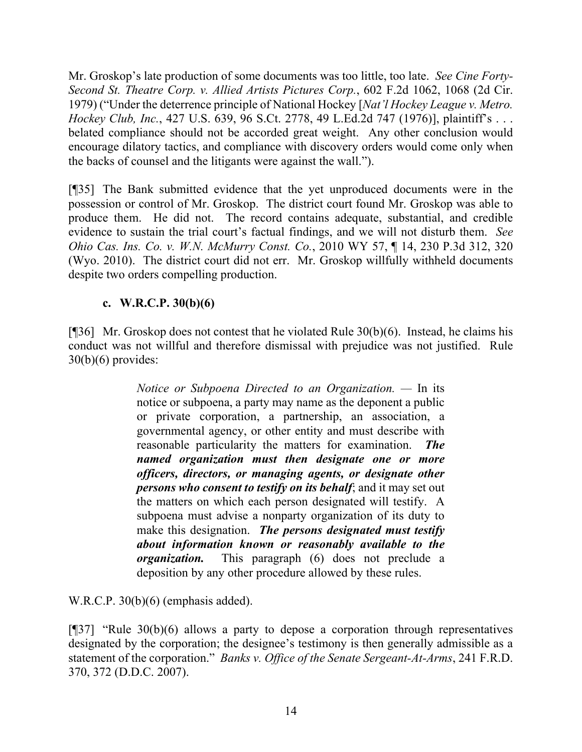Mr. Groskop's late production of some documents was too little, too late. *See Cine Forty-Second St. Theatre Corp. v. Allied Artists Pictures Corp.*, 602 F.2d 1062, 1068 (2d Cir. 1979) ("Under the deterrence principle of National Hockey [*Nat'l Hockey League v. Metro. Hockey Club, Inc.*, 427 U.S. 639, 96 S.Ct. 2778, 49 L.Ed.2d 747 (1976)], plaintiff's . . . belated compliance should not be accorded great weight. Any other conclusion would encourage dilatory tactics, and compliance with discovery orders would come only when the backs of counsel and the litigants were against the wall.").

[¶35] The Bank submitted evidence that the yet unproduced documents were in the possession or control of Mr. Groskop. The district court found Mr. Groskop was able to produce them. He did not. The record contains adequate, substantial, and credible evidence to sustain the trial court's factual findings, and we will not disturb them. *See Ohio Cas. Ins. Co. v. W.N. McMurry Const. Co.*, 2010 WY 57, ¶ 14, 230 P.3d 312, 320 (Wyo. 2010). The district court did not err. Mr. Groskop willfully withheld documents despite two orders compelling production.

### c. W.R.C.P. 30(b)(6)

[¶36] Mr. Groskop does not contest that he violated Rule 30(b)(6). Instead, he claims his conduct was not willful and therefore dismissal with prejudice was not justified. Rule 30(b)(6) provides:

> *Notice or Subpoena Directed to an Organization.* — In its notice or subpoena, a party may name as the deponent a public or private corporation, a partnership, an association, a governmental agency, or other entity and must describe with reasonable particularity the matters for examination. ***The named organization must then designate one or more officers, directors, or managing agents, or designate other persons who consent to testify on its behalf***; and it may set out the matters on which each person designated will testify. A subpoena must advise a nonparty organization of its duty to make this designation. ***The persons designated must testify about information known or reasonably available to the organization.*** This paragraph (6) does not preclude a deposition by any other procedure allowed by these rules.

W.R.C.P. 30(b)(6) (emphasis added).

[¶37] "Rule 30(b)(6) allows a party to depose a corporation through representatives designated by the corporation; the designee's testimony is then generally admissible as a statement of the corporation." *Banks v. Office of the Senate Sergeant-At-Arms*, 241 F.R.D. 370, 372 (D.D.C. 2007).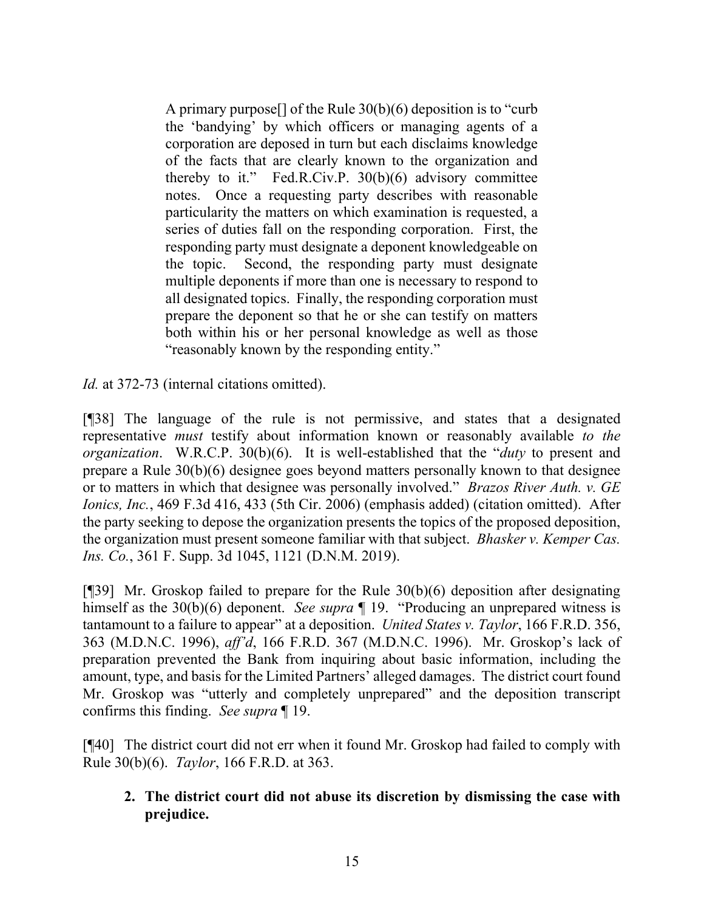> A primary purpose[] of the Rule 30(b)(6) deposition is to "curb the 'bandying' by which officers or managing agents of a corporation are deposed in turn but each disclaims knowledge of the facts that are clearly known to the organization and thereby to it." Fed.R.Civ.P. 30(b)(6) advisory committee notes. Once a requesting party describes with reasonable particularity the matters on which examination is requested, a series of duties fall on the responding corporation. First, the responding party must designate a deponent knowledgeable on the topic. Second, the responding party must designate multiple deponents if more than one is necessary to respond to all designated topics. Finally, the responding corporation must prepare the deponent so that he or she can testify on matters both within his or her personal knowledge as well as those "reasonably known by the responding entity."

*Id.* at 372-73 (internal citations omitted).

[¶38] The language of the rule is not permissive, and states that a designated representative *must* testify about information known or reasonably available *to the organization*. W.R.C.P. 30(b)(6). It is well-established that the "*duty* to present and prepare a Rule 30(b)(6) designee goes beyond matters personally known to that designee or to matters in which that designee was personally involved." *Brazos River Auth. v. GE Ionics, Inc.*, 469 F.3d 416, 433 (5th Cir. 2006) (emphasis added) (citation omitted). After the party seeking to depose the organization presents the topics of the proposed deposition, the organization must present someone familiar with that subject. *Bhasker v. Kemper Cas. Ins. Co.*, 361 F. Supp. 3d 1045, 1121 (D.N.M. 2019).

[¶39] Mr. Groskop failed to prepare for the Rule 30(b)(6) deposition after designating himself as the 30(b)(6) deponent. *See supra* ¶ 19. "Producing an unprepared witness is tantamount to a failure to appear" at a deposition. *United States v. Taylor*, 166 F.R.D. 356, 363 (M.D.N.C. 1996), *aff'd*, 166 F.R.D. 367 (M.D.N.C. 1996). Mr. Groskop's lack of preparation prevented the Bank from inquiring about basic information, including the amount, type, and basis for the Limited Partners' alleged damages. The district court found Mr. Groskop was "utterly and completely unprepared" and the deposition transcript confirms this finding. *See supra* ¶ 19.

[¶40] The district court did not err when it found Mr. Groskop had failed to comply with Rule 30(b)(6). *Taylor*, 166 F.R.D. at 363.

**2. The district court did not abuse its discretion by dismissing the case with prejudice.**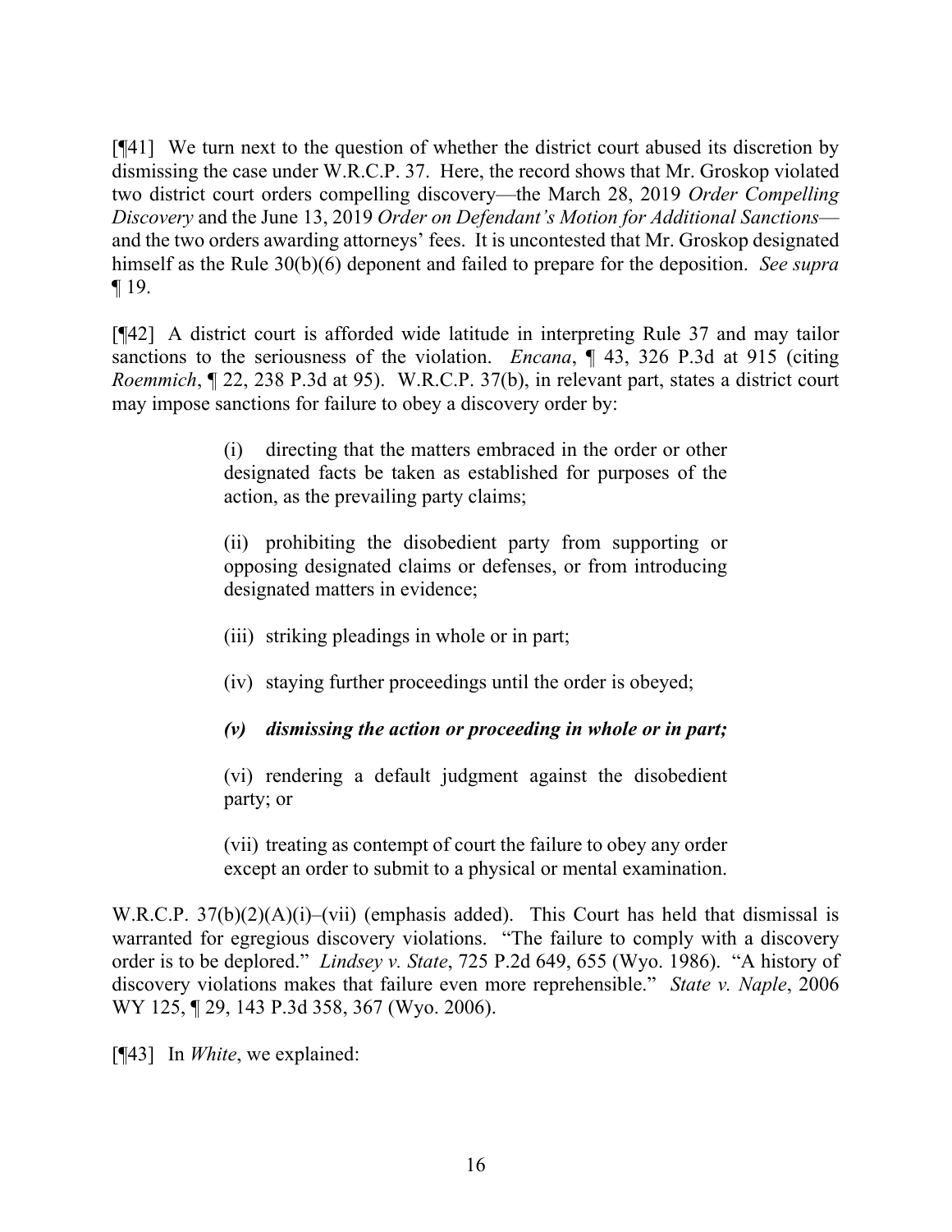[¶41] We turn next to the question of whether the district court abused its discretion by dismissing the case under W.R.C.P. 37. Here, the record shows that Mr. Groskop violated two district court orders compelling discovery—the March 28, 2019 *Order Compelling Discovery* and the June 13, 2019 *Order on Defendant's Motion for Additional Sanctions*—and the two orders awarding attorneys' fees. It is uncontested that Mr. Groskop designated himself as the Rule 30(b)(6) deponent and failed to prepare for the deposition. *See supra* ¶ 19.

[¶42] A district court is afforded wide latitude in interpreting Rule 37 and may tailor sanctions to the seriousness of the violation. *Encana*, ¶ 43, 326 P.3d at 915 (citing *Roemmich*, ¶ 22, 238 P.3d at 95). W.R.C.P. 37(b), in relevant part, states a district court may impose sanctions for failure to obey a discovery order by:

> (i) directing that the matters embraced in the order or other designated facts be taken as established for purposes of the action, as the prevailing party claims;
>
> (ii) prohibiting the disobedient party from supporting or opposing designated claims or defenses, or from introducing designated matters in evidence;
>
> (iii) striking pleadings in whole or in part;
>
> (iv) staying further proceedings until the order is obeyed;
>
> ***(v) dismissing the action or proceeding in whole or in part;***
>
> (vi) rendering a default judgment against the disobedient party; or
>
> (vii) treating as contempt of court the failure to obey any order except an order to submit to a physical or mental examination.

W.R.C.P. 37(b)(2)(A)(i)–(vii) (emphasis added). This Court has held that dismissal is warranted for egregious discovery violations. "The failure to comply with a discovery order is to be deplored." *Lindsey v. State*, 725 P.2d 649, 655 (Wyo. 1986). "A history of discovery violations makes that failure even more reprehensible." *State v. Naple*, 2006 WY 125, ¶ 29, 143 P.3d 358, 367 (Wyo. 2006).

[¶43] In *White*, we explained: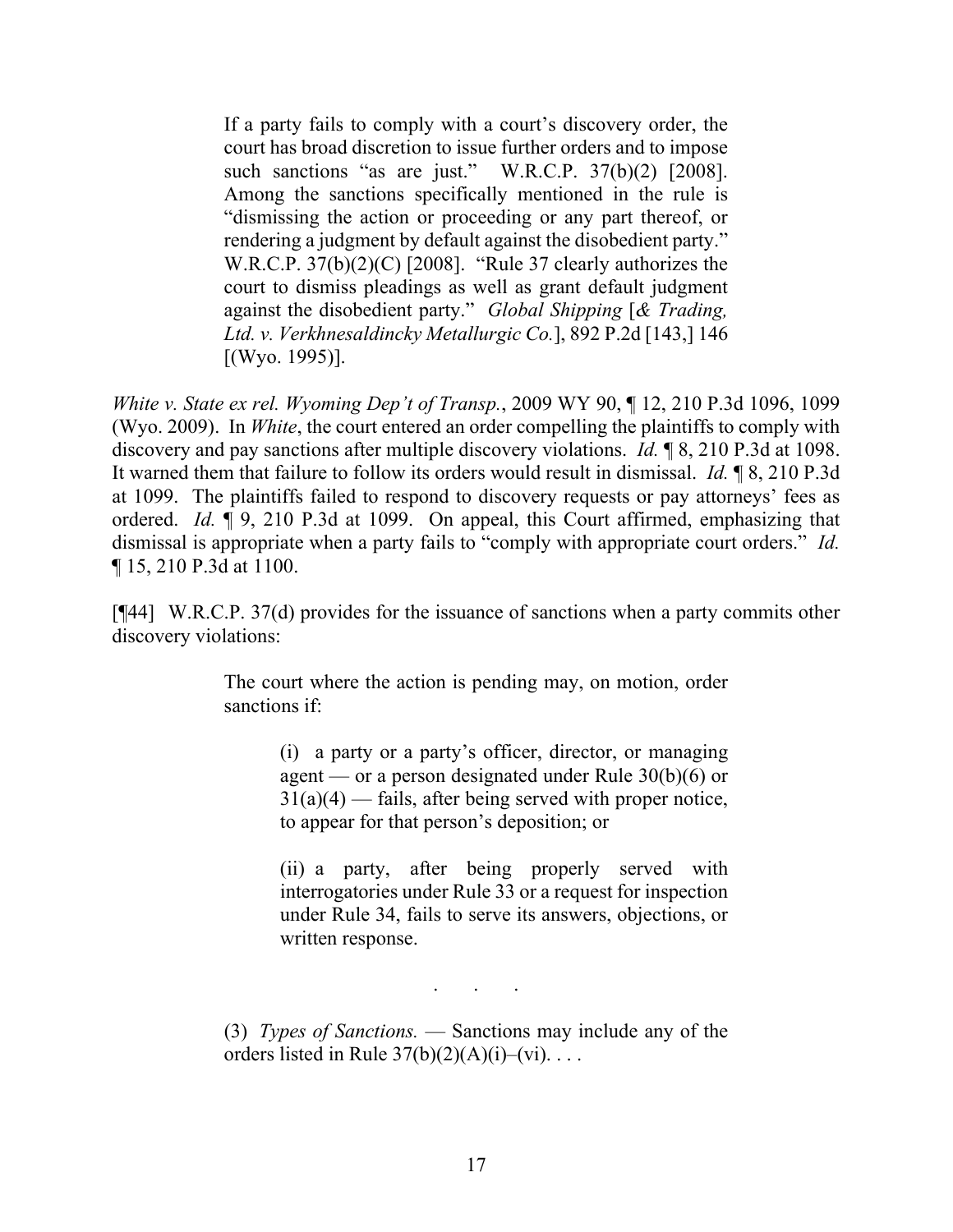> If a party fails to comply with a court's discovery order, the court has broad discretion to issue further orders and to impose such sanctions "as are just." W.R.C.P. 37(b)(2) [2008]. Among the sanctions specifically mentioned in the rule is "dismissing the action or proceeding or any part thereof, or rendering a judgment by default against the disobedient party." W.R.C.P. 37(b)(2)(C) [2008]. "Rule 37 clearly authorizes the court to dismiss pleadings as well as grant default judgment against the disobedient party." *Global Shipping* [*& Trading, Ltd. v. Verkhnesaldincky Metallurgic Co.*], 892 P.2d [143,] 146 [(Wyo. 1995)].

*White v. State ex rel. Wyoming Dep't of Transp.*, 2009 WY 90, ¶ 12, 210 P.3d 1096, 1099 (Wyo. 2009). In *White*, the court entered an order compelling the plaintiffs to comply with discovery and pay sanctions after multiple discovery violations. *Id.* ¶ 8, 210 P.3d at 1098. It warned them that failure to follow its orders would result in dismissal. *Id.* ¶ 8, 210 P.3d at 1099. The plaintiffs failed to respond to discovery requests or pay attorneys' fees as ordered. *Id.* ¶ 9, 210 P.3d at 1099. On appeal, this Court affirmed, emphasizing that dismissal is appropriate when a party fails to "comply with appropriate court orders." *Id.* ¶ 15, 210 P.3d at 1100.

[¶44] W.R.C.P. 37(d) provides for the issuance of sanctions when a party commits other discovery violations:

> The court where the action is pending may, on motion, order sanctions if:
>
> > (i) a party or a party's officer, director, or managing agent — or a person designated under Rule 30(b)(6) or 31(a)(4) — fails, after being served with proper notice, to appear for that person's deposition; or
> >
> > (ii) a party, after being properly served with interrogatories under Rule 33 or a request for inspection under Rule 34, fails to serve its answers, objections, or written response.
>
> . . .
>
> (3) *Types of Sanctions.* — Sanctions may include any of the orders listed in Rule 37(b)(2)(A)(i)–(vi). . . .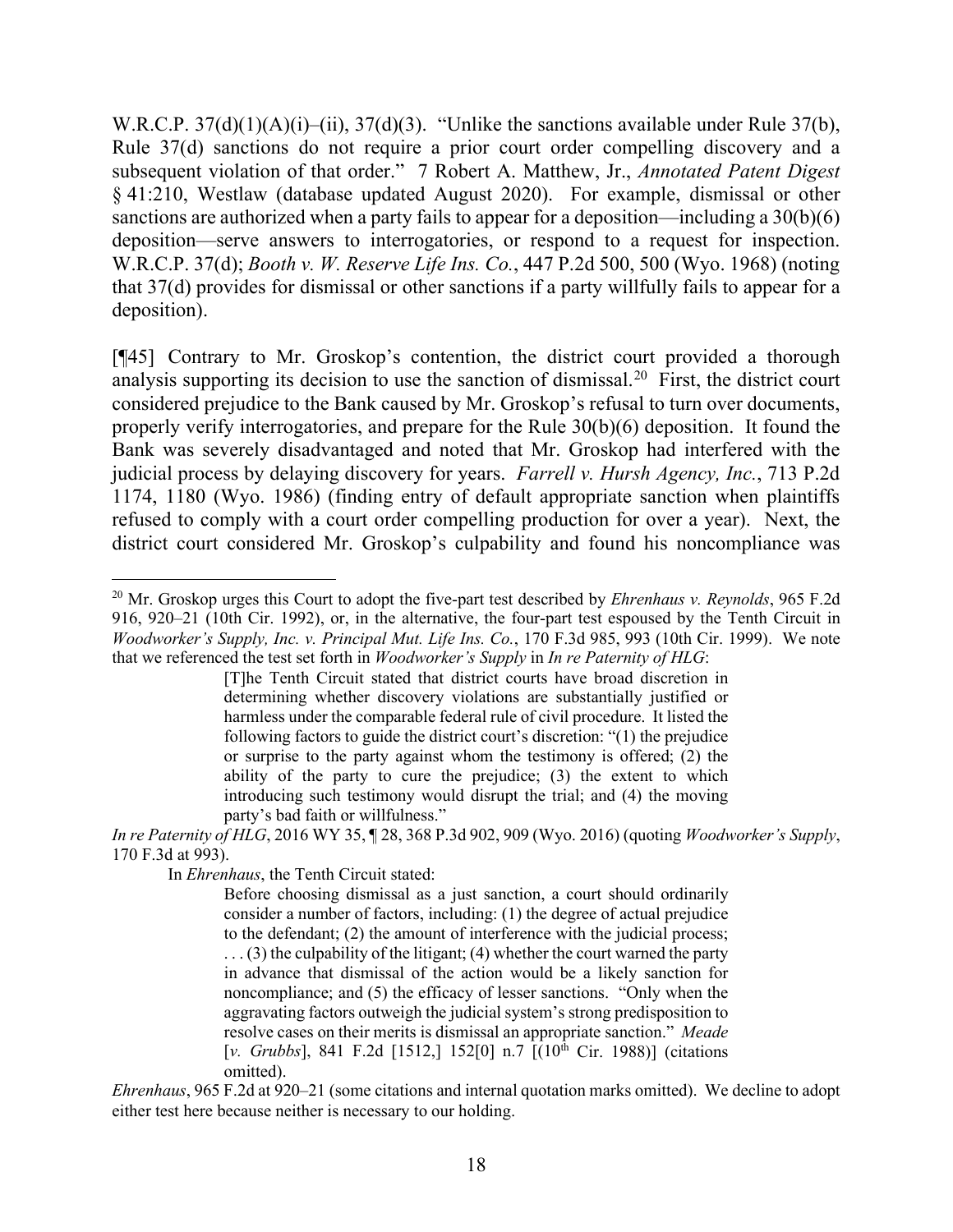W.R.C.P. 37(d)(1)(A)(i)–(ii), 37(d)(3). "Unlike the sanctions available under Rule 37(b), Rule 37(d) sanctions do not require a prior court order compelling discovery and a subsequent violation of that order." 7 Robert A. Matthew, Jr., *Annotated Patent Digest* § 41:210, Westlaw (database updated August 2020). For example, dismissal or other sanctions are authorized when a party fails to appear for a deposition—including a 30(b)(6) deposition—serve answers to interrogatories, or respond to a request for inspection. W.R.C.P. 37(d); *Booth v. W. Reserve Life Ins. Co.*, 447 P.2d 500, 500 (Wyo. 1968) (noting that 37(d) provides for dismissal or other sanctions if a party willfully fails to appear for a deposition).

[¶45] Contrary to Mr. Groskop's contention, the district court provided a thorough analysis supporting its decision to use the sanction of dismissal.[20] First, the district court considered prejudice to the Bank caused by Mr. Groskop's refusal to turn over documents, properly verify interrogatories, and prepare for the Rule 30(b)(6) deposition. It found the Bank was severely disadvantaged and noted that Mr. Groskop had interfered with the judicial process by delaying discovery for years. *Farrell v. Hursh Agency, Inc.*, 713 P.2d 1174, 1180 (Wyo. 1986) (finding entry of default appropriate sanction when plaintiffs refused to comply with a court order compelling production for over a year). Next, the district court considered Mr. Groskop's culpability and found his noncompliance was

---

[20] Mr. Groskop urges this Court to adopt the five-part test described by *Ehrenhaus v. Reynolds*, 965 F.2d 916, 920–21 (10th Cir. 1992), or, in the alternative, the four-part test espoused by the Tenth Circuit in *Woodworker's Supply, Inc. v. Principal Mut. Life Ins. Co.*, 170 F.3d 985, 993 (10th Cir. 1999). We note that we referenced the test set forth in *Woodworker's Supply* in *In re Paternity of HLG*:

> [T]he Tenth Circuit stated that district courts have broad discretion in determining whether discovery violations are substantially justified or harmless under the comparable federal rule of civil procedure. It listed the following factors to guide the district court's discretion: "(1) the prejudice or surprise to the party against whom the testimony is offered; (2) the ability of the party to cure the prejudice; (3) the extent to which introducing such testimony would disrupt the trial; and (4) the moving party's bad faith or willfulness."

*In re Paternity of HLG*, 2016 WY 35, ¶ 28, 368 P.3d 902, 909 (Wyo. 2016) (quoting *Woodworker's Supply*, 170 F.3d at 993).

In *Ehrenhaus*, the Tenth Circuit stated:

> Before choosing dismissal as a just sanction, a court should ordinarily consider a number of factors, including: (1) the degree of actual prejudice to the defendant; (2) the amount of interference with the judicial process; . . . (3) the culpability of the litigant; (4) whether the court warned the party in advance that dismissal of the action would be a likely sanction for noncompliance; and (5) the efficacy of lesser sanctions. "Only when the aggravating factors outweigh the judicial system's strong predisposition to resolve cases on their merits is dismissal an appropriate sanction." *Meade* [*v. Grubbs*], 841 F.2d [1512,] 152[0] n.7 [(10th Cir. 1988)] (citations omitted).

*Ehrenhaus*, 965 F.2d at 920–21 (some citations and internal quotation marks omitted). We decline to adopt either test here because neither is necessary to our holding.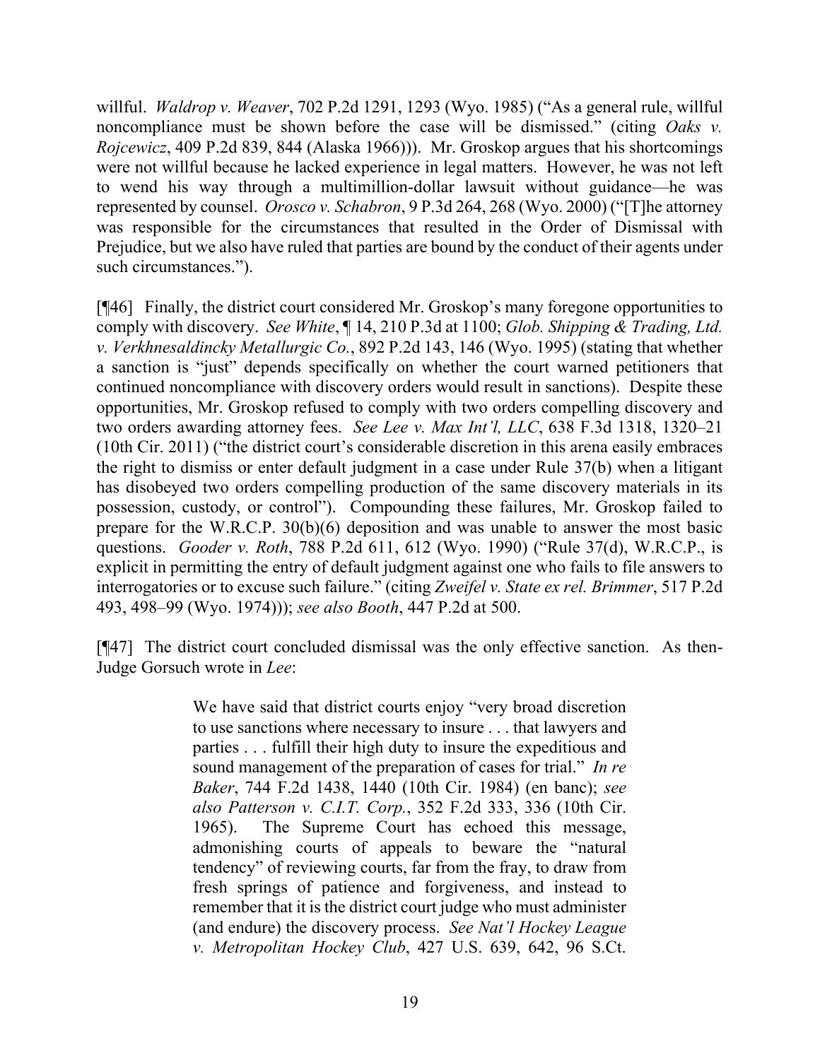willful. *Waldrop v. Weaver*, 702 P.2d 1291, 1293 (Wyo. 1985) ("As a general rule, willful noncompliance must be shown before the case will be dismissed." (citing *Oaks v. Rojcewicz*, 409 P.2d 839, 844 (Alaska 1966))). Mr. Groskop argues that his shortcomings were not willful because he lacked experience in legal matters. However, he was not left to wend his way through a multimillion-dollar lawsuit without guidance—he was represented by counsel. *Orosco v. Schabron*, 9 P.3d 264, 268 (Wyo. 2000) ("[T]he attorney was responsible for the circumstances that resulted in the Order of Dismissal with Prejudice, but we also have ruled that parties are bound by the conduct of their agents under such circumstances.").

[¶46] Finally, the district court considered Mr. Groskop's many foregone opportunities to comply with discovery. *See White*, ¶ 14, 210 P.3d at 1100; *Glob. Shipping & Trading, Ltd. v. Verkhnesaldincky Metallurgic Co.*, 892 P.2d 143, 146 (Wyo. 1995) (stating that whether a sanction is "just" depends specifically on whether the court warned petitioners that continued noncompliance with discovery orders would result in sanctions). Despite these opportunities, Mr. Groskop refused to comply with two orders compelling discovery and two orders awarding attorney fees. *See Lee v. Max Int'l, LLC*, 638 F.3d 1318, 1320–21 (10th Cir. 2011) ("the district court's considerable discretion in this arena easily embraces the right to dismiss or enter default judgment in a case under Rule 37(b) when a litigant has disobeyed two orders compelling production of the same discovery materials in its possession, custody, or control"). Compounding these failures, Mr. Groskop failed to prepare for the W.R.C.P. 30(b)(6) deposition and was unable to answer the most basic questions. *Gooder v. Roth*, 788 P.2d 611, 612 (Wyo. 1990) ("Rule 37(d), W.R.C.P., is explicit in permitting the entry of default judgment against one who fails to file answers to interrogatories or to excuse such failure." (citing *Zweifel v. State ex rel. Brimmer*, 517 P.2d 493, 498–99 (Wyo. 1974))); *see also Booth*, 447 P.2d at 500.

[¶47] The district court concluded dismissal was the only effective sanction. As then-Judge Gorsuch wrote in *Lee*:

> We have said that district courts enjoy "very broad discretion to use sanctions where necessary to insure . . . that lawyers and parties . . . fulfill their high duty to insure the expeditious and sound management of the preparation of cases for trial." *In re Baker*, 744 F.2d 1438, 1440 (10th Cir. 1984) (en banc); *see also Patterson v. C.I.T. Corp.*, 352 F.2d 333, 336 (10th Cir. 1965). The Supreme Court has echoed this message, admonishing courts of appeals to beware the "natural tendency" of reviewing courts, far from the fray, to draw from fresh springs of patience and forgiveness, and instead to remember that it is the district court judge who must administer (and endure) the discovery process. *See Nat'l Hockey League v. Metropolitan Hockey Club*, 427 U.S. 639, 642, 96 S.Ct.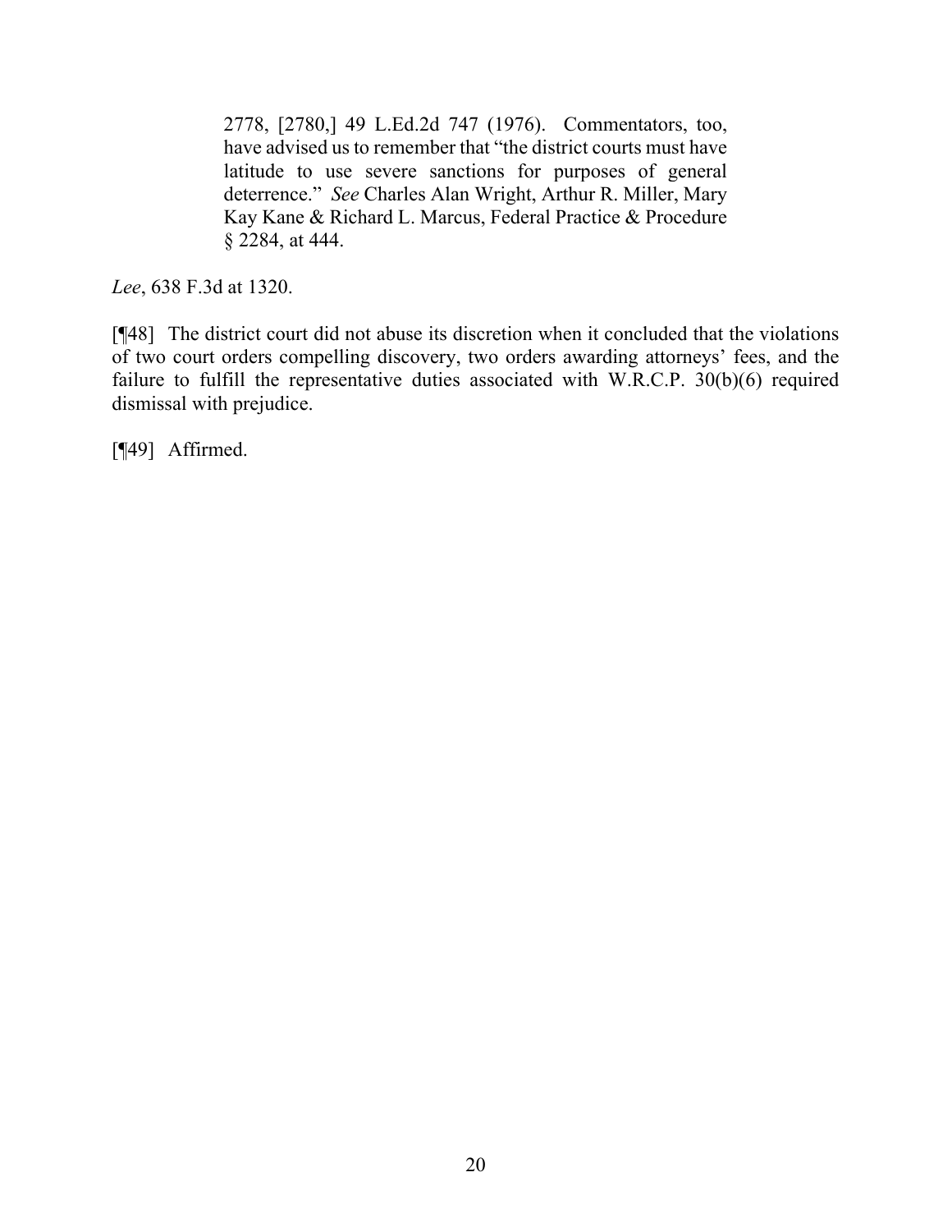> 2778, [2780,] 49 L.Ed.2d 747 (1976). Commentators, too, have advised us to remember that "the district courts must have latitude to use severe sanctions for purposes of general deterrence." *See* Charles Alan Wright, Arthur R. Miller, Mary Kay Kane & Richard L. Marcus, Federal Practice & Procedure § 2284, at 444.

*Lee*, 638 F.3d at 1320.

[¶48] The district court did not abuse its discretion when it concluded that the violations of two court orders compelling discovery, two orders awarding attorneys' fees, and the failure to fulfill the representative duties associated with W.R.C.P. 30(b)(6) required dismissal with prejudice.

[¶49] Affirmed.